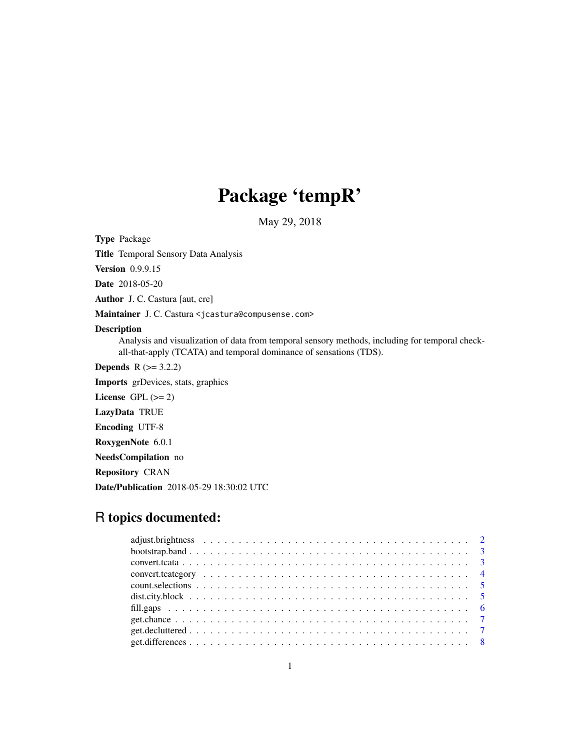# Package 'tempR'

May 29, 2018

**Type** Package

**Title** Temporal Sensory Data Analysis

**Version** 0.9.9.15

**Date** 2018-05-20

**Author** J. C. Castura [aut, cre]

**Maintainer** J. C. Castura <jcastura@compusense.com>

**Description** Analysis and visualization of data from temporal sensory methods, including for temporal check-all-that-apply (TCATA) and temporal dominance of sensations (TDS).

**Depends** R (>= 3.2.2)

**Imports** grDevices, stats, graphics

**License** GPL (>= 2)

**LazyData** TRUE

**Encoding** UTF-8

**RoxygenNote** 6.0.1

**NeedsCompilation** no

**Repository** CRAN

**Date/Publication** 2018-05-29 18:30:02 UTC

## R topics documented:

| | |
|---|---|
| adjust.brightness | 2 |
| bootstrap.band | 3 |
| convert.tcata | 3 |
| convert.tcategory | 4 |
| count.selections | 5 |
| dist.city.block | 5 |
| fill.gaps | 6 |
| get.chance | 7 |
| get.decluttered | 7 |
| get.differences | 8 |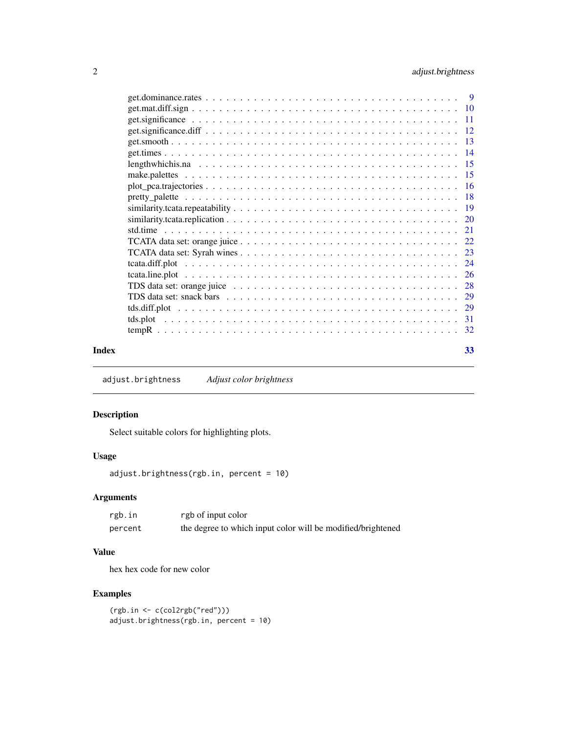get.dominance.rates . . . . . . . . . . . . . . . . . . . . . . . . . . . . . . . . . . . 9
get.mat.diff.sign . . . . . . . . . . . . . . . . . . . . . . . . . . . . . . . . . . . 10
get.significance . . . . . . . . . . . . . . . . . . . . . . . . . . . . . . . . . . . 11
get.significance.diff . . . . . . . . . . . . . . . . . . . . . . . . . . . . . . . . . . . 12
get.smooth . . . . . . . . . . . . . . . . . . . . . . . . . . . . . . . . . . . 13
get.times . . . . . . . . . . . . . . . . . . . . . . . . . . . . . . . . . . . 14
lengthwhichis.na . . . . . . . . . . . . . . . . . . . . . . . . . . . . . . . . . . . 15
make.palettes . . . . . . . . . . . . . . . . . . . . . . . . . . . . . . . . . . . 15
plot_pca.trajectories . . . . . . . . . . . . . . . . . . . . . . . . . . . . . . . . . . . 16
pretty_palette . . . . . . . . . . . . . . . . . . . . . . . . . . . . . . . . . . . 18
similarity.tcata.repeatability . . . . . . . . . . . . . . . . . . . . . . . . . . . . . . . . . . . 19
similarity.tcata.replication . . . . . . . . . . . . . . . . . . . . . . . . . . . . . . . . . . . 20
std.time . . . . . . . . . . . . . . . . . . . . . . . . . . . . . . . . . . . 21
TCATA data set: orange juice . . . . . . . . . . . . . . . . . . . . . . . . . . . . . . . . . . . 22
TCATA data set: Syrah wines . . . . . . . . . . . . . . . . . . . . . . . . . . . . . . . . . . . 23
tcata.diff.plot . . . . . . . . . . . . . . . . . . . . . . . . . . . . . . . . . . . 24
tcata.line.plot . . . . . . . . . . . . . . . . . . . . . . . . . . . . . . . . . . . 26
TDS data set: orange juice . . . . . . . . . . . . . . . . . . . . . . . . . . . . . . . . . . . 28
TDS data set: snack bars . . . . . . . . . . . . . . . . . . . . . . . . . . . . . . . . . . . 29
tds.diff.plot . . . . . . . . . . . . . . . . . . . . . . . . . . . . . . . . . . . 29
tds.plot . . . . . . . . . . . . . . . . . . . . . . . . . . . . . . . . . . . 31
tempR . . . . . . . . . . . . . . . . . . . . . . . . . . . . . . . . . . . 32

**Index** **33**

---

`adjust.brightness` *Adjust color brightness*

---

### Description

Select suitable colors for highlighting plots.

### Usage

```
adjust.brightness(rgb.in, percent = 10)
```

### Arguments

| | |
|---|---|
| `rgb.in` | rgb of input color |
| `percent` | the degree to which input color will be modified/brightened |

### Value

hex hex code for new color

### Examples

```
(rgb.in <- c(col2rgb("red")))
adjust.brightness(rgb.in, percent = 10)
```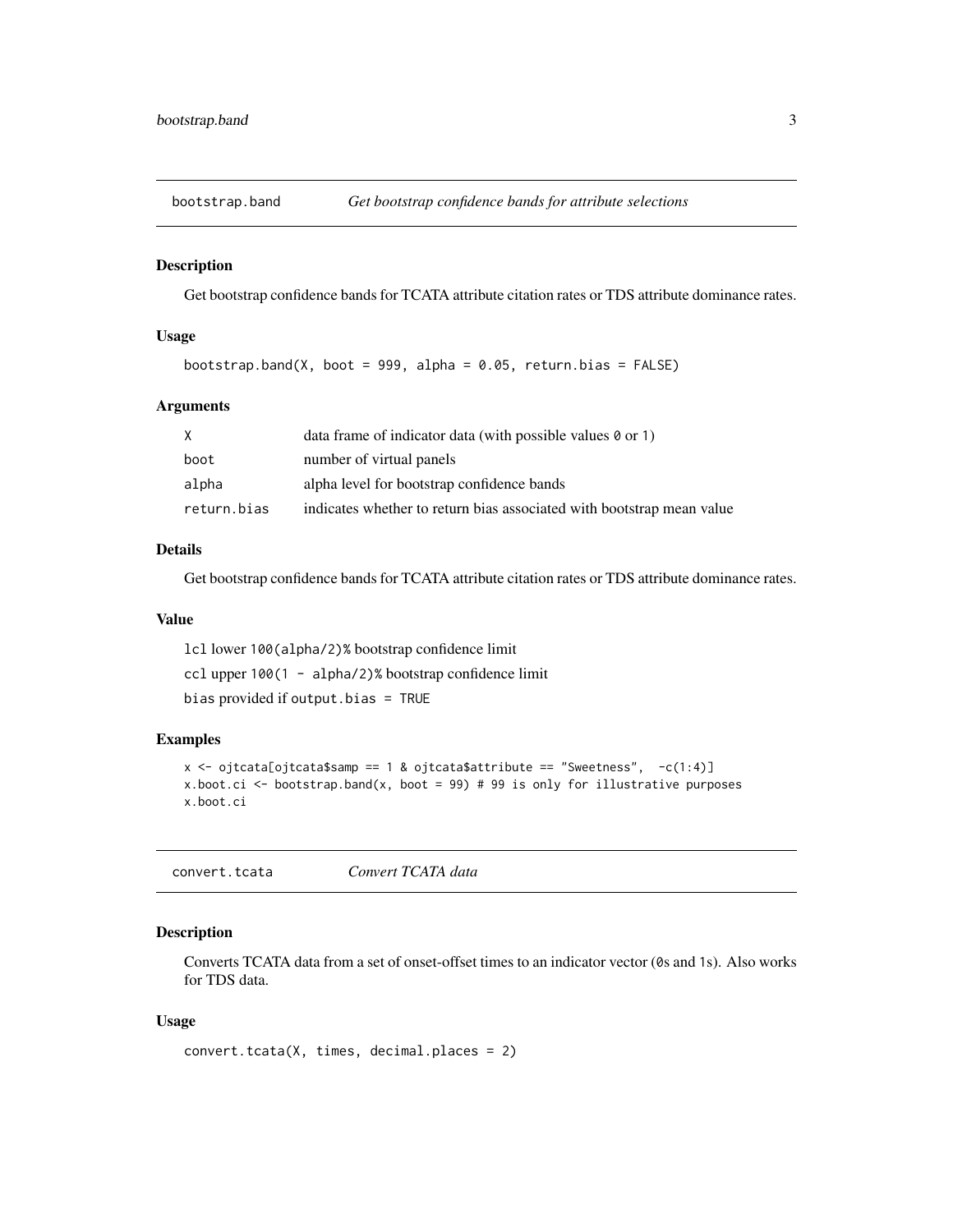## bootstrap.band — *Get bootstrap confidence bands for attribute selections*

### Description

Get bootstrap confidence bands for TCATA attribute citation rates or TDS attribute dominance rates.

### Usage

```
bootstrap.band(X, boot = 999, alpha = 0.05, return.bias = FALSE)
```

### Arguments

| | |
|---|---|
| `X` | data frame of indicator data (with possible values `0` or `1`) |
| `boot` | number of virtual panels |
| `alpha` | alpha level for bootstrap confidence bands |
| `return.bias` | indicates whether to return bias associated with bootstrap mean value |

### Details

Get bootstrap confidence bands for TCATA attribute citation rates or TDS attribute dominance rates.

### Value

`lcl` lower `100(alpha/2)%` bootstrap confidence limit

`ccl` upper `100(1 - alpha/2)%` bootstrap confidence limit

`bias` provided if `output.bias = TRUE`

### Examples

```
x <- ojtcata[ojtcata$samp == 1 & ojtcata$attribute == "Sweetness",  -c(1:4)]
x.boot.ci <- bootstrap.band(x, boot = 99) # 99 is only for illustrative purposes
x.boot.ci
```

## convert.tcata — *Convert TCATA data*

### Description

Converts TCATA data from a set of onset-offset times to an indicator vector (`0`s and `1`s). Also works for TDS data.

### Usage

```
convert.tcata(X, times, decimal.places = 2)
```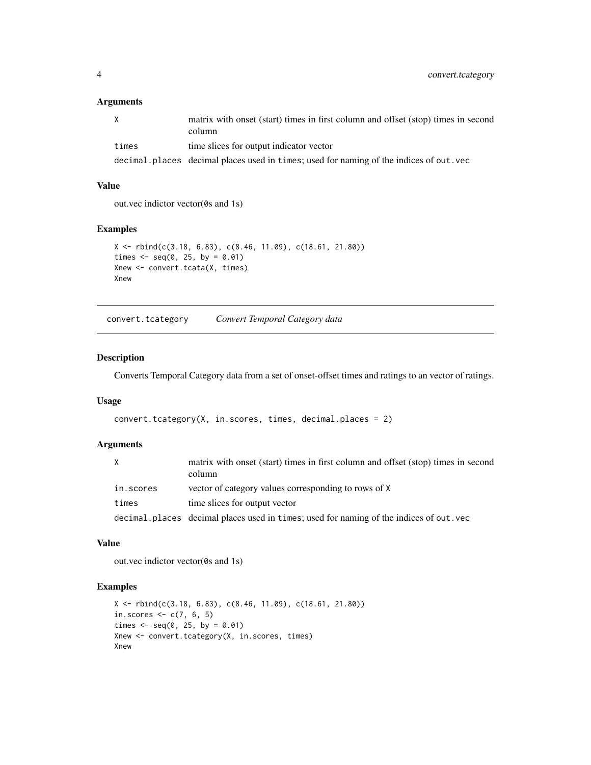### Arguments

| | |
|---|---|
| X | matrix with onset (start) times in first column and offset (stop) times in second column |
| times | time slices for output indicator vector |
| decimal.places | decimal places used in times; used for naming of the indices of out.vec |

### Value

out.vec indictor vector(0s and 1s)

### Examples

```
X <- rbind(c(3.18, 6.83), c(8.46, 11.09), c(18.61, 21.80))
times <- seq(0, 25, by = 0.01)
Xnew <- convert.tcata(X, times)
Xnew
```

---

## convert.tcategory *Convert Temporal Category data*

---

### Description

Converts Temporal Category data from a set of onset-offset times and ratings to an vector of ratings.

### Usage

```
convert.tcategory(X, in.scores, times, decimal.places = 2)
```

### Arguments

| | |
|---|---|
| X | matrix with onset (start) times in first column and offset (stop) times in second column |
| in.scores | vector of category values corresponding to rows of X |
| times | time slices for output vector |
| decimal.places | decimal places used in times; used for naming of the indices of out.vec |

### Value

out.vec indictor vector(0s and 1s)

### Examples

```
X <- rbind(c(3.18, 6.83), c(8.46, 11.09), c(18.61, 21.80))
in.scores <- c(7, 6, 5)
times <- seq(0, 25, by = 0.01)
Xnew <- convert.tcategory(X, in.scores, times)
Xnew
```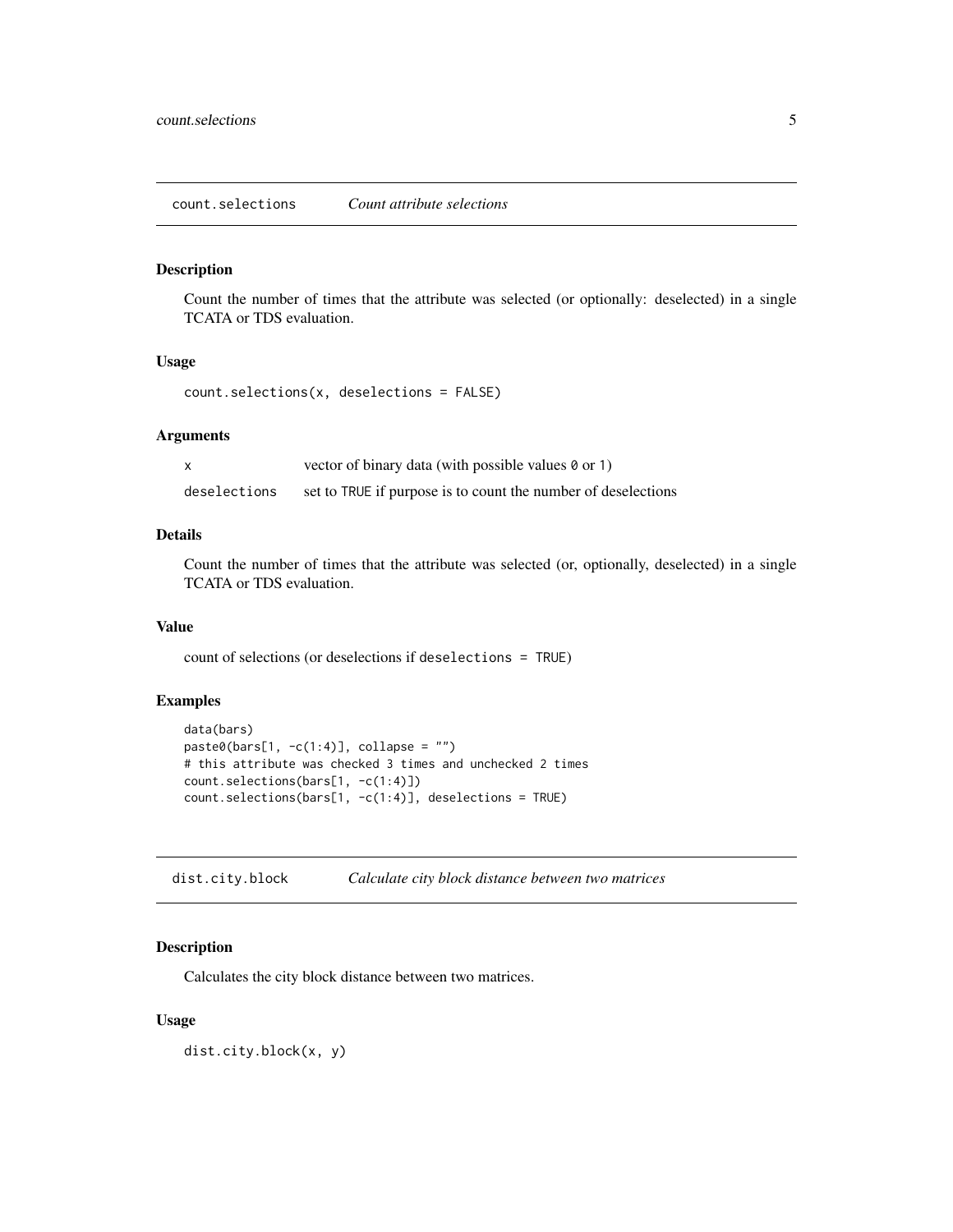## count.selections *Count attribute selections*

### Description

Count the number of times that the attribute was selected (or optionally: deselected) in a single TCATA or TDS evaluation.

### Usage

```
count.selections(x, deselections = FALSE)
```

### Arguments

| | |
|---|---|
| `x` | vector of binary data (with possible values `0` or `1`) |
| `deselections` | set to `TRUE` if purpose is to count the number of deselections |

### Details

Count the number of times that the attribute was selected (or, optionally, deselected) in a single TCATA or TDS evaluation.

### Value

count of selections (or deselections if `deselections = TRUE`)

### Examples

```
data(bars)
paste0(bars[1, -c(1:4)], collapse = "")
# this attribute was checked 3 times and unchecked 2 times
count.selections(bars[1, -c(1:4)])
count.selections(bars[1, -c(1:4)], deselections = TRUE)
```

## dist.city.block *Calculate city block distance between two matrices*

### Description

Calculates the city block distance between two matrices.

### Usage

```
dist.city.block(x, y)
```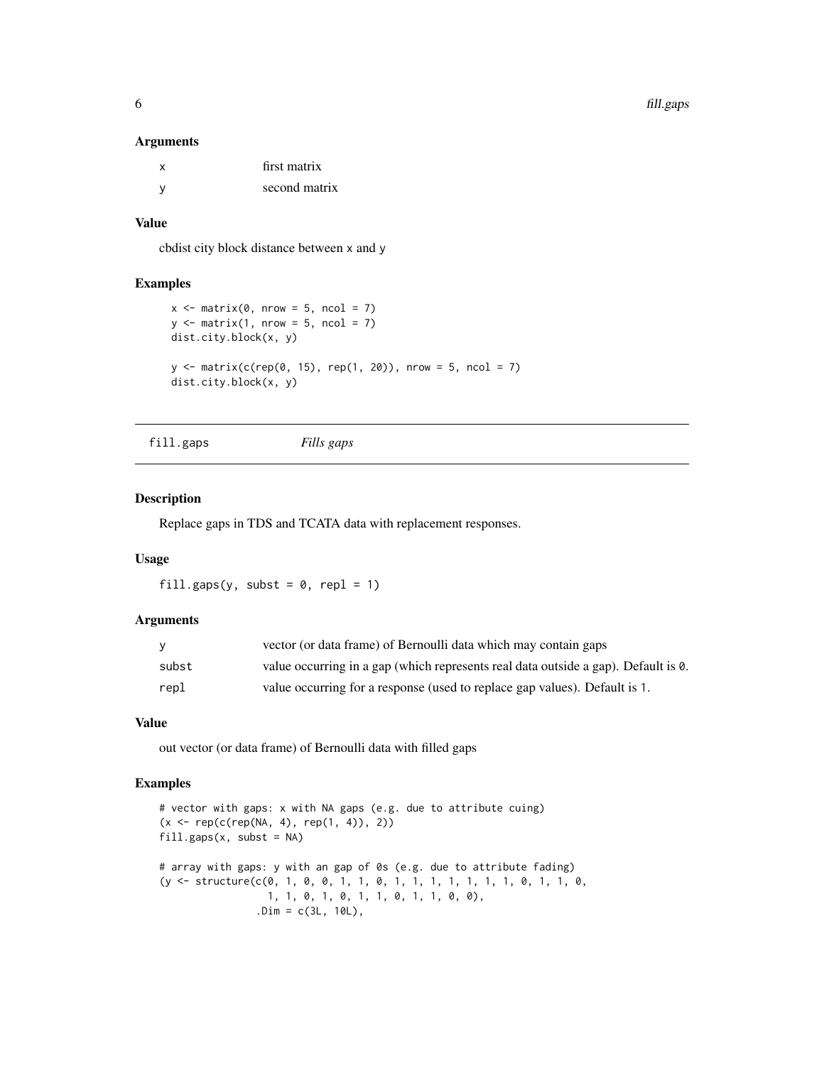### Arguments

| | |
|---|---|
| x | first matrix |
| y | second matrix |

### Value

cbdist city block distance between x and y

### Examples

```
x <- matrix(0, nrow = 5, ncol = 7)
y <- matrix(1, nrow = 5, ncol = 7)
dist.city.block(x, y)

y <- matrix(c(rep(0, 15), rep(1, 20)), nrow = 5, ncol = 7)
dist.city.block(x, y)
```

---

## fill.gaps    *Fills gaps*

### Description

Replace gaps in TDS and TCATA data with replacement responses.

### Usage

```
fill.gaps(y, subst = 0, repl = 1)
```

### Arguments

| | |
|---|---|
| y | vector (or data frame) of Bernoulli data which may contain gaps |
| subst | value occurring in a gap (which represents real data outside a gap). Default is 0. |
| repl | value occurring for a response (used to replace gap values). Default is 1. |

### Value

out vector (or data frame) of Bernoulli data with filled gaps

### Examples

```
# vector with gaps: x with NA gaps (e.g. due to attribute cuing)
(x <- rep(c(rep(NA, 4), rep(1, 4)), 2))
fill.gaps(x, subst = NA)

# array with gaps: y with an gap of 0s (e.g. due to attribute fading)
(y <- structure(c(0, 1, 0, 0, 1, 1, 0, 1, 1, 1, 1, 1, 1, 1, 0, 1, 1, 0,
                  1, 1, 0, 1, 0, 1, 1, 0, 1, 1, 0, 0),
                .Dim = c(3L, 10L),
```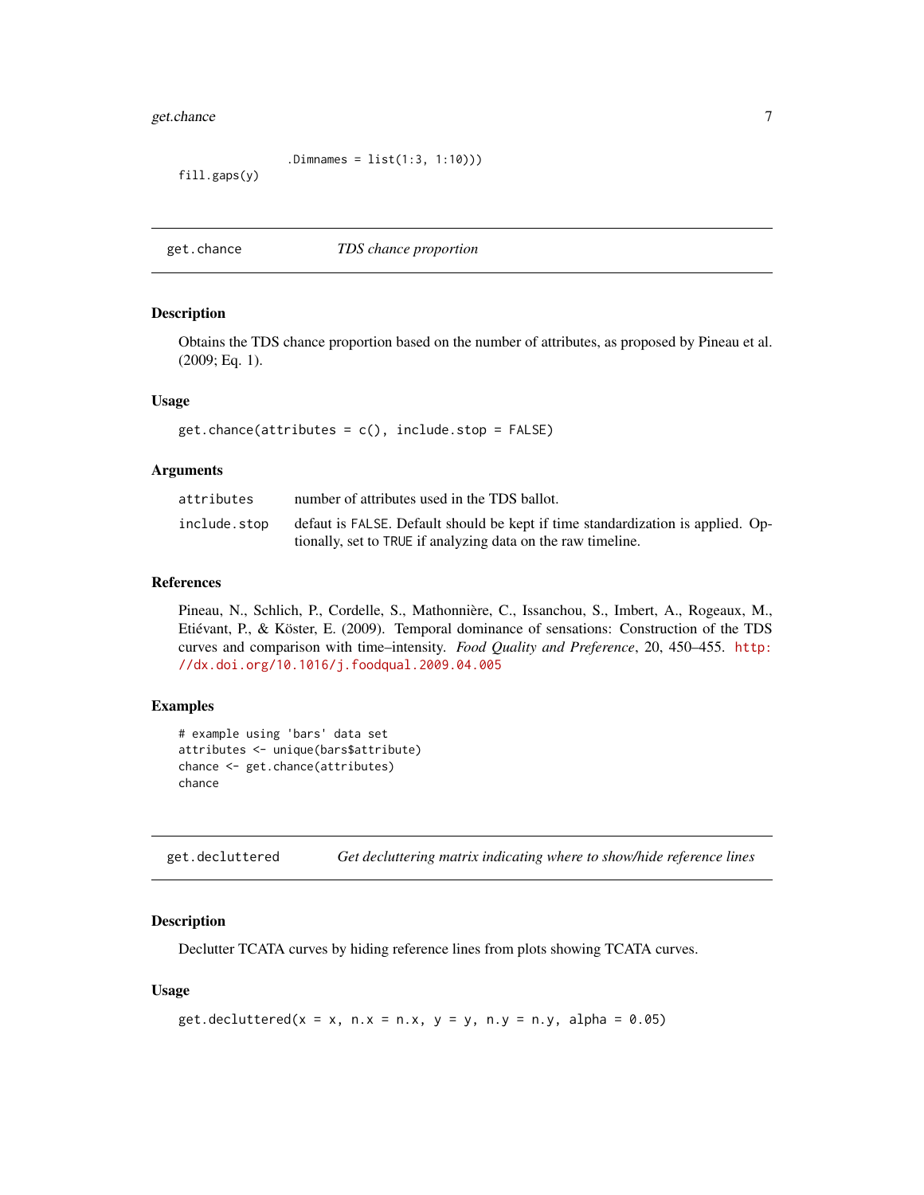```
                    .Dimnames = list(1:3, 1:10)))
fill.gaps(y)
```

## get.chance — *TDS chance proportion*

### Description

Obtains the TDS chance proportion based on the number of attributes, as proposed by Pineau et al. (2009; Eq. 1).

### Usage

```
get.chance(attributes = c(), include.stop = FALSE)
```

### Arguments

| | |
|---|---|
| attributes | number of attributes used in the TDS ballot. |
| include.stop | defaut is FALSE. Default should be kept if time standardization is applied. Optionally, set to TRUE if analyzing data on the raw timeline. |

### References

Pineau, N., Schlich, P., Cordelle, S., Mathonnière, C., Issanchou, S., Imbert, A., Rogeaux, M., Etiévant, P., & Köster, E. (2009). Temporal dominance of sensations: Construction of the TDS curves and comparison with time–intensity. *Food Quality and Preference*, 20, 450–455. http://dx.doi.org/10.1016/j.foodqual.2009.04.005

### Examples

```
# example using 'bars' data set
attributes <- unique(bars$attribute)
chance <- get.chance(attributes)
chance
```

## get.decluttered — *Get decluttering matrix indicating where to show/hide reference lines*

### Description

Declutter TCATA curves by hiding reference lines from plots showing TCATA curves.

### Usage

```
get.decluttered(x = x, n.x = n.x, y = y, n.y = n.y, alpha = 0.05)
```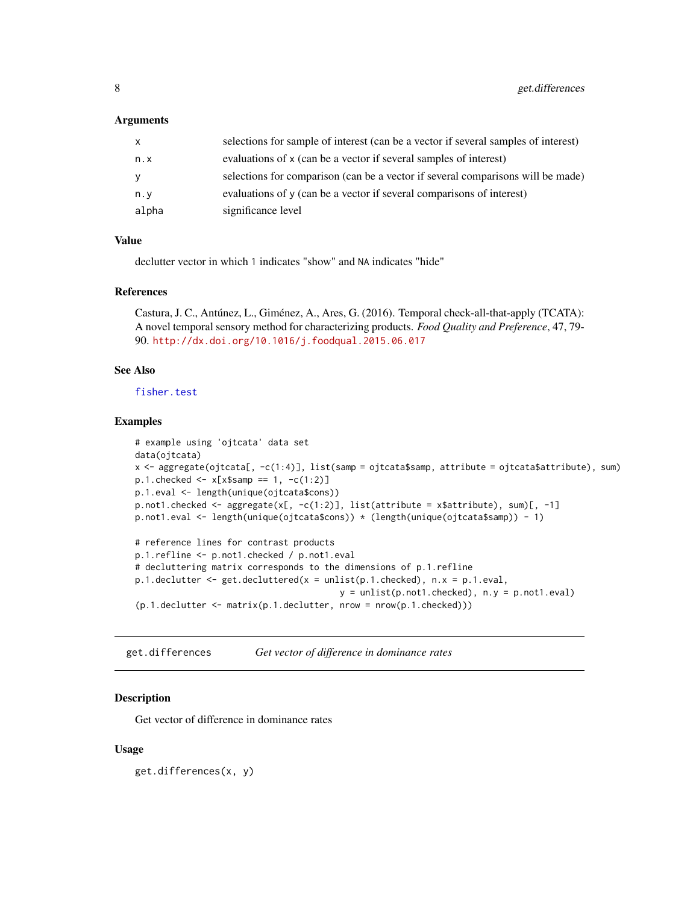### Arguments

| | |
|---|---|
| x | selections for sample of interest (can be a vector if several samples of interest) |
| n.x | evaluations of x (can be a vector if several samples of interest) |
| y | selections for comparison (can be a vector if several comparisons will be made) |
| n.y | evaluations of y (can be a vector if several comparisons of interest) |
| alpha | significance level |

### Value

declutter vector in which 1 indicates "show" and NA indicates "hide"

### References

Castura, J. C., Antúnez, L., Giménez, A., Ares, G. (2016). Temporal check-all-that-apply (TCATA): A novel temporal sensory method for characterizing products. *Food Quality and Preference*, 47, 79-90. http://dx.doi.org/10.1016/j.foodqual.2015.06.017

### See Also

fisher.test

### Examples

```
# example using 'ojtcata' data set
data(ojtcata)
x <- aggregate(ojtcata[, -c(1:4)], list(samp = ojtcata$samp, attribute = ojtcata$attribute), sum)
p.1.checked <- x[x$samp == 1, -c(1:2)]
p.1.eval <- length(unique(ojtcata$cons))
p.not1.checked <- aggregate(x[, -c(1:2)], list(attribute = x$attribute), sum)[, -1]
p.not1.eval <- length(unique(ojtcata$cons)) * (length(unique(ojtcata$samp)) - 1)

# reference lines for contrast products
p.1.refline <- p.not1.checked / p.not1.eval
# decluttering matrix corresponds to the dimensions of p.1.refline
p.1.declutter <- get.decluttered(x = unlist(p.1.checked), n.x = p.1.eval,
                                 y = unlist(p.not1.checked), n.y = p.not1.eval)
(p.1.declutter <- matrix(p.1.declutter, nrow = nrow(p.1.checked)))
```

---

## get.differences — *Get vector of difference in dominance rates*

### Description

Get vector of difference in dominance rates

### Usage

```
get.differences(x, y)
```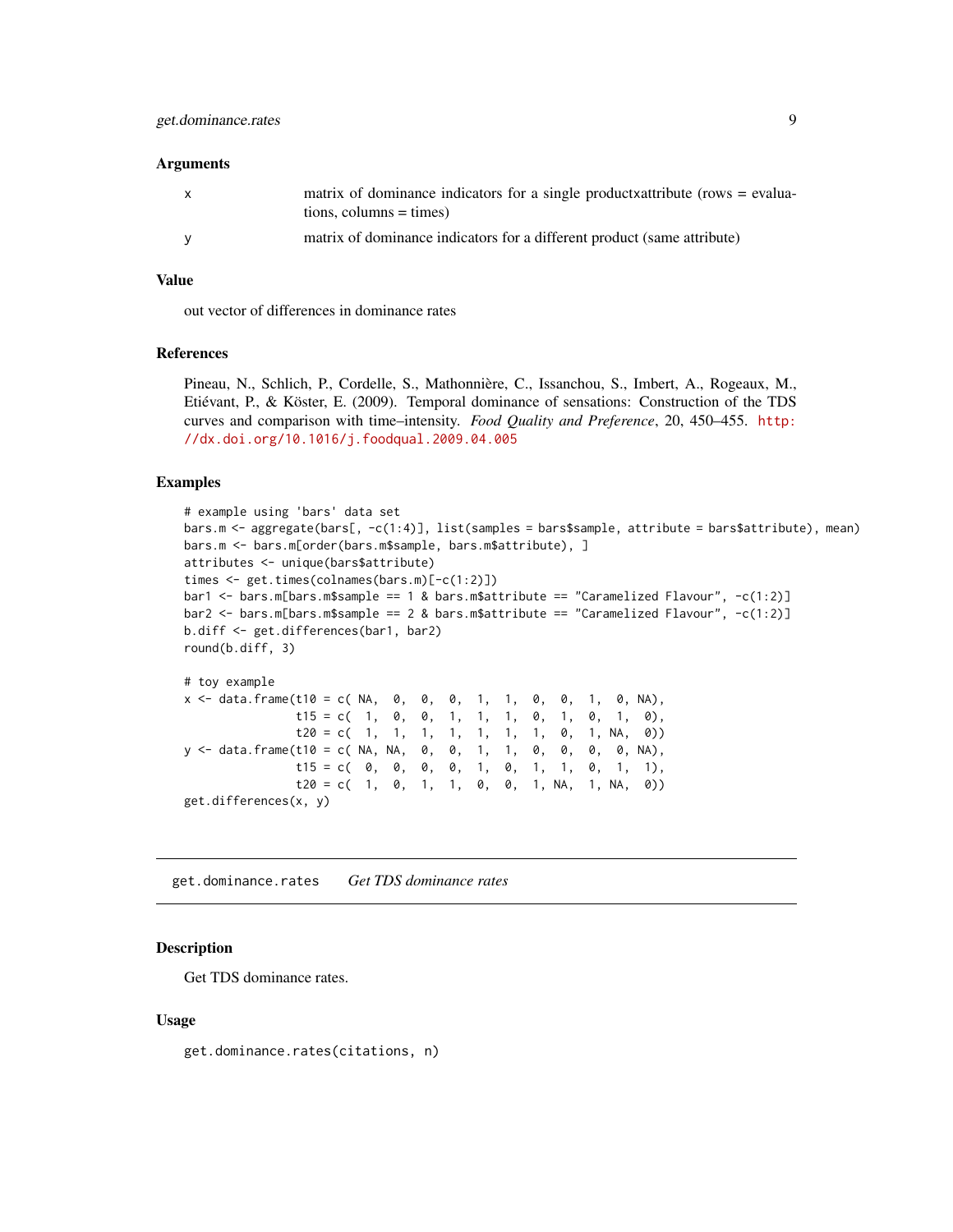### Arguments

| | |
|---|---|
| x | matrix of dominance indicators for a single productxattribute (rows = evaluations, columns = times) |
| y | matrix of dominance indicators for a different product (same attribute) |

### Value

out vector of differences in dominance rates

### References

Pineau, N., Schlich, P., Cordelle, S., Mathonnière, C., Issanchou, S., Imbert, A., Rogeaux, M., Etiévant, P., & Köster, E. (2009). Temporal dominance of sensations: Construction of the TDS curves and comparison with time–intensity. *Food Quality and Preference*, 20, 450–455. http://dx.doi.org/10.1016/j.foodqual.2009.04.005

### Examples

```
# example using 'bars' data set
bars.m <- aggregate(bars[, -c(1:4)], list(samples = bars$sample, attribute = bars$attribute), mean)
bars.m <- bars.m[order(bars.m$sample, bars.m$attribute), ]
attributes <- unique(bars$attribute)
times <- get.times(colnames(bars.m)[-c(1:2)])
bar1 <- bars.m[bars.m$sample == 1 & bars.m$attribute == "Caramelized Flavour", -c(1:2)]
bar2 <- bars.m[bars.m$sample == 2 & bars.m$attribute == "Caramelized Flavour", -c(1:2)]
b.diff <- get.differences(bar1, bar2)
round(b.diff, 3)

# toy example
x <- data.frame(t10 = c( NA,  0,  0,  0,  1,  1,  0,  0,  1,  0, NA),
                t15 = c(  1,  0,  0,  1,  1,  1,  0,  1,  0,  1,  0),
                t20 = c(  1,  1,  1,  1,  1,  1,  1,  0,  1, NA,  0))
y <- data.frame(t10 = c( NA, NA,  0,  0,  1,  1,  0,  0,  0,  0, NA),
                t15 = c(  0,  0,  0,  0,  1,  0,  1,  1,  0,  1,  1),
                t20 = c(  1,  0,  1,  1,  0,  0,  1, NA,  1, NA,  0))
get.differences(x, y)
```

---

## get.dominance.rates *Get TDS dominance rates*

### Description

Get TDS dominance rates.

### Usage

```
get.dominance.rates(citations, n)
```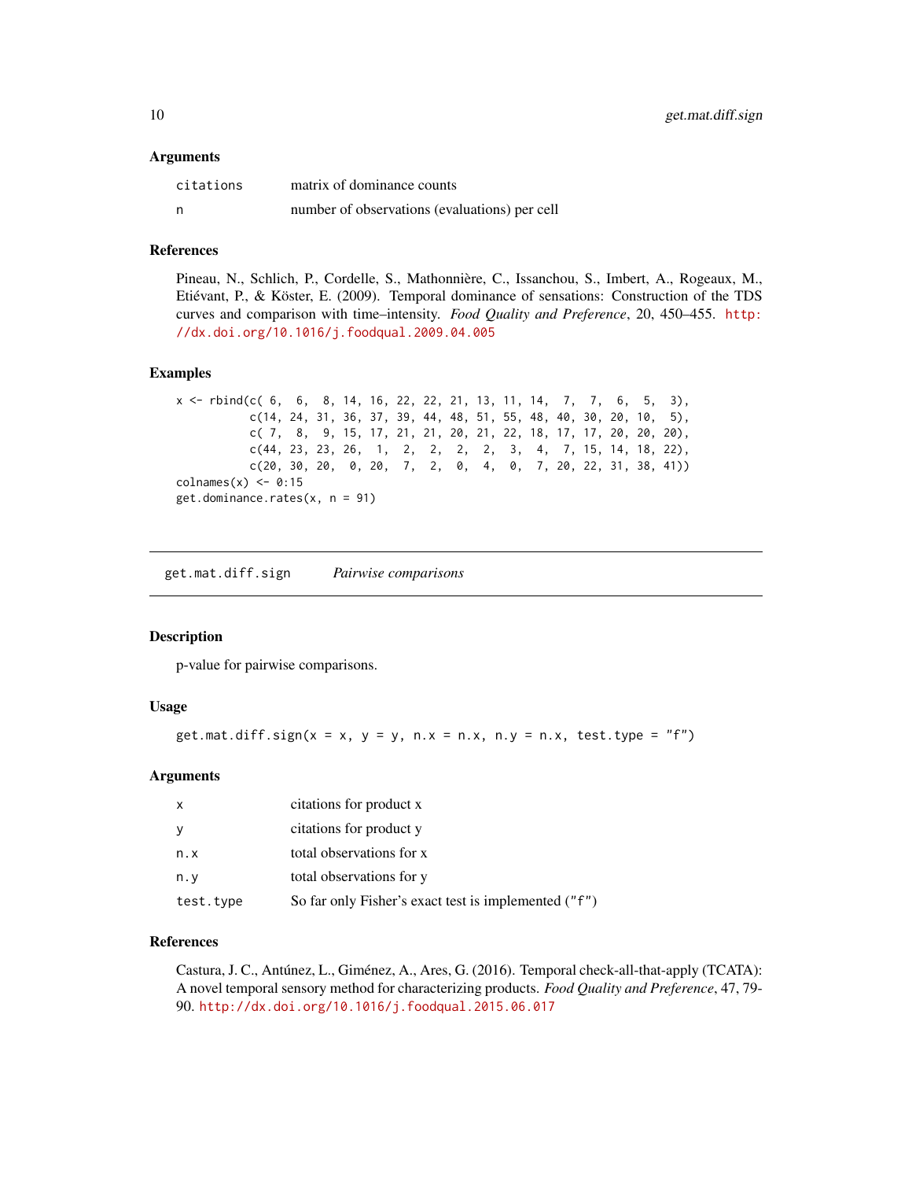### Arguments

| | |
|---|---|
| citations | matrix of dominance counts |
| n | number of observations (evaluations) per cell |

### References

Pineau, N., Schlich, P., Cordelle, S., Mathonnière, C., Issanchou, S., Imbert, A., Rogeaux, M., Etiévant, P., & Köster, E. (2009). Temporal dominance of sensations: Construction of the TDS curves and comparison with time–intensity. *Food Quality and Preference*, 20, 450–455. http://dx.doi.org/10.1016/j.foodqual.2009.04.005

### Examples

```
x <- rbind(c( 6,  6,  8, 14, 16, 22, 22, 21, 13, 11, 14,  7,  7,  6,  5,  3),
           c(14, 24, 31, 36, 37, 39, 44, 48, 51, 55, 48, 40, 30, 20, 10,  5),
           c( 7,  8,  9, 15, 17, 21, 21, 20, 21, 22, 18, 17, 17, 20, 20, 20),
           c(44, 23, 23, 26,  1,  2,  2,  2,  2,  3,  4,  7, 15, 14, 18, 22),
           c(20, 30, 20,  0, 20,  7,  2,  0,  4,  0,  7, 20, 22, 31, 38, 41))
colnames(x) <- 0:15
get.dominance.rates(x, n = 91)
```

---

## get.mat.diff.sign *Pairwise comparisons*

### Description

p-value for pairwise comparisons.

### Usage

```
get.mat.diff.sign(x = x, y = y, n.x = n.x, n.y = n.x, test.type = "f")
```

### Arguments

| | |
|---|---|
| x | citations for product x |
| y | citations for product y |
| n.x | total observations for x |
| n.y | total observations for y |
| test.type | So far only Fisher's exact test is implemented ("f") |

### References

Castura, J. C., Antúnez, L., Giménez, A., Ares, G. (2016). Temporal check-all-that-apply (TCATA): A novel temporal sensory method for characterizing products. *Food Quality and Preference*, 47, 79-90. http://dx.doi.org/10.1016/j.foodqual.2015.06.017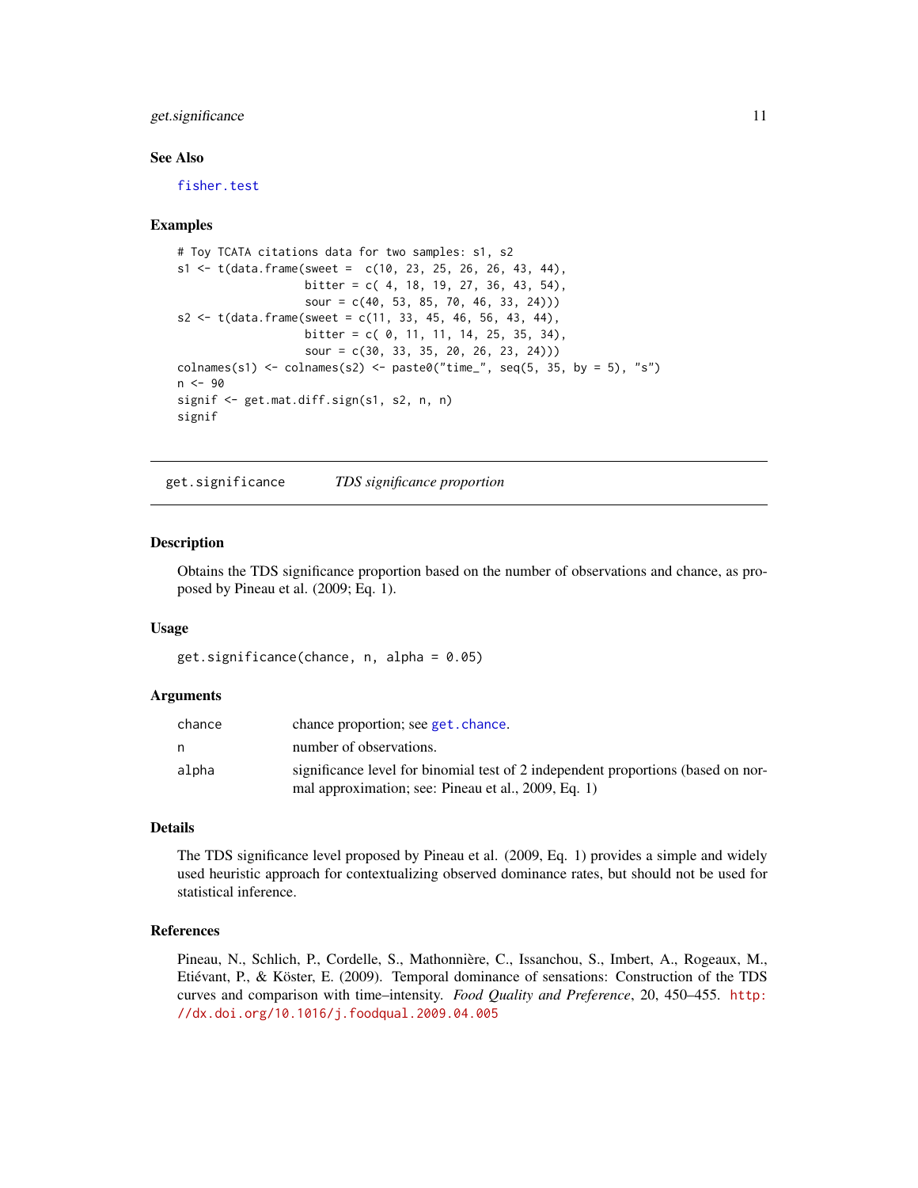### See Also

fisher.test

### Examples

```
# Toy TCATA citations data for two samples: s1, s2
s1 <- t(data.frame(sweet =  c(10, 23, 25, 26, 26, 43, 44),
                  bitter = c( 4, 18, 19, 27, 36, 43, 54),
                  sour = c(40, 53, 85, 70, 46, 33, 24)))
s2 <- t(data.frame(sweet = c(11, 33, 45, 46, 56, 43, 44),
                  bitter = c( 0, 11, 11, 14, 25, 35, 34),
                  sour = c(30, 33, 35, 20, 26, 23, 24)))
colnames(s1) <- colnames(s2) <- paste0("time_", seq(5, 35, by = 5), "s")
n <- 90
signif <- get.mat.diff.sign(s1, s2, n, n)
signif
```

---

## get.significance — *TDS significance proportion*

### Description

Obtains the TDS significance proportion based on the number of observations and chance, as proposed by Pineau et al. (2009; Eq. 1).

### Usage

```
get.significance(chance, n, alpha = 0.05)
```

### Arguments

| | |
|---|---|
| chance | chance proportion; see get.chance. |
| n | number of observations. |
| alpha | significance level for binomial test of 2 independent proportions (based on normal approximation; see: Pineau et al., 2009, Eq. 1) |

### Details

The TDS significance level proposed by Pineau et al. (2009, Eq. 1) provides a simple and widely used heuristic approach for contextualizing observed dominance rates, but should not be used for statistical inference.

### References

Pineau, N., Schlich, P., Cordelle, S., Mathonnière, C., Issanchou, S., Imbert, A., Rogeaux, M., Etiévant, P., & Köster, E. (2009). Temporal dominance of sensations: Construction of the TDS curves and comparison with time–intensity. *Food Quality and Preference*, 20, 450–455. http://dx.doi.org/10.1016/j.foodqual.2009.04.005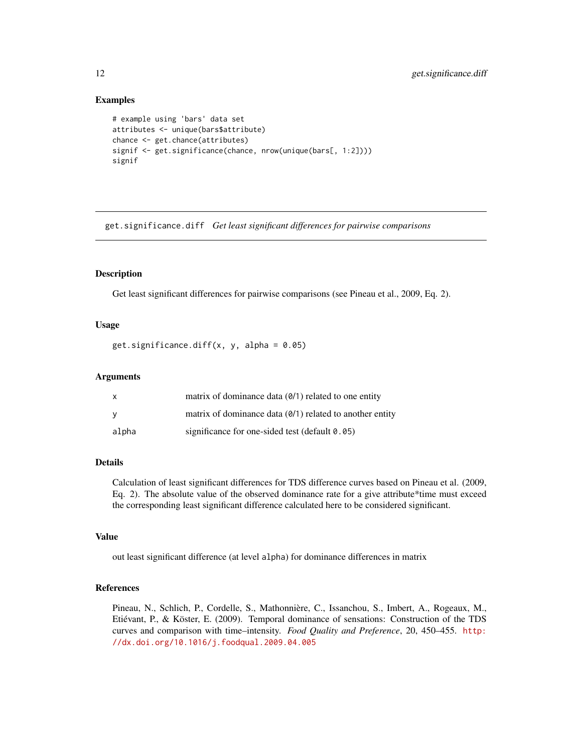### Examples

```
# example using 'bars' data set
attributes <- unique(bars$attribute)
chance <- get.chance(attributes)
signif <- get.significance(chance, nrow(unique(bars[, 1:2])))
signif
```

---

## get.significance.diff *Get least significant differences for pairwise comparisons*

---

### Description

Get least significant differences for pairwise comparisons (see Pineau et al., 2009, Eq. 2).

### Usage

```
get.significance.diff(x, y, alpha = 0.05)
```

### Arguments

| | |
|---|---|
| x | matrix of dominance data (0/1) related to one entity |
| y | matrix of dominance data (0/1) related to another entity |
| alpha | significance for one-sided test (default 0.05) |

### Details

Calculation of least significant differences for TDS difference curves based on Pineau et al. (2009, Eq. 2). The absolute value of the observed dominance rate for a give attribute*time must exceed the corresponding least significant difference calculated here to be considered significant.

### Value

out least significant difference (at level alpha) for dominance differences in matrix

### References

Pineau, N., Schlich, P., Cordelle, S., Mathonnière, C., Issanchou, S., Imbert, A., Rogeaux, M., Etiévant, P., & Köster, E. (2009). Temporal dominance of sensations: Construction of the TDS curves and comparison with time–intensity. *Food Quality and Preference*, 20, 450–455. http://dx.doi.org/10.1016/j.foodqual.2009.04.005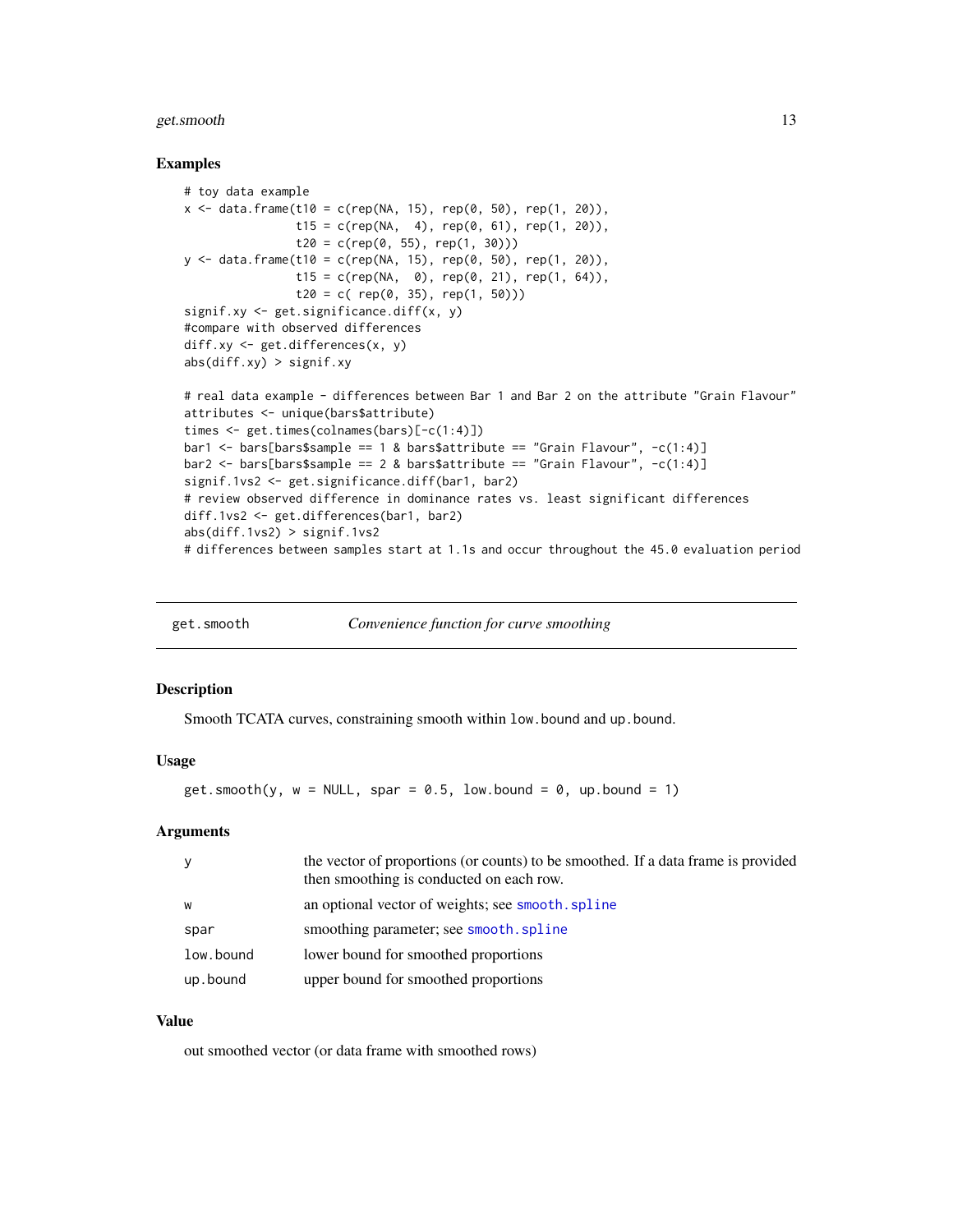### Examples

```
# toy data example
x <- data.frame(t10 = c(rep(NA, 15), rep(0, 50), rep(1, 20)),
                t15 = c(rep(NA,  4), rep(0, 61), rep(1, 20)),
                t20 = c(rep(0, 55), rep(1, 30)))
y <- data.frame(t10 = c(rep(NA, 15), rep(0, 50), rep(1, 20)),
                t15 = c(rep(NA,  0), rep(0, 21), rep(1, 64)),
                t20 = c( rep(0, 35), rep(1, 50)))
signif.xy <- get.significance.diff(x, y)
#compare with observed differences
diff.xy <- get.differences(x, y)
abs(diff.xy) > signif.xy

# real data example - differences between Bar 1 and Bar 2 on the attribute "Grain Flavour"
attributes <- unique(bars$attribute)
times <- get.times(colnames(bars)[-c(1:4)])
bar1 <- bars[bars$sample == 1 & bars$attribute == "Grain Flavour", -c(1:4)]
bar2 <- bars[bars$sample == 2 & bars$attribute == "Grain Flavour", -c(1:4)]
signif.1vs2 <- get.significance.diff(bar1, bar2)
# review observed difference in dominance rates vs. least significant differences
diff.1vs2 <- get.differences(bar1, bar2)
abs(diff.1vs2) > signif.1vs2
# differences between samples start at 1.1s and occur throughout the 45.0 evaluation period
```

---

## get.smooth — *Convenience function for curve smoothing*

---

### Description

Smooth TCATA curves, constraining smooth within `low.bound` and `up.bound`.

### Usage

```
get.smooth(y, w = NULL, spar = 0.5, low.bound = 0, up.bound = 1)
```

### Arguments

| | |
|---|---|
| `y` | the vector of proportions (or counts) to be smoothed. If a data frame is provided then smoothing is conducted on each row. |
| `w` | an optional vector of weights; see `smooth.spline` |
| `spar` | smoothing parameter; see `smooth.spline` |
| `low.bound` | lower bound for smoothed proportions |
| `up.bound` | upper bound for smoothed proportions |

### Value

out smoothed vector (or data frame with smoothed rows)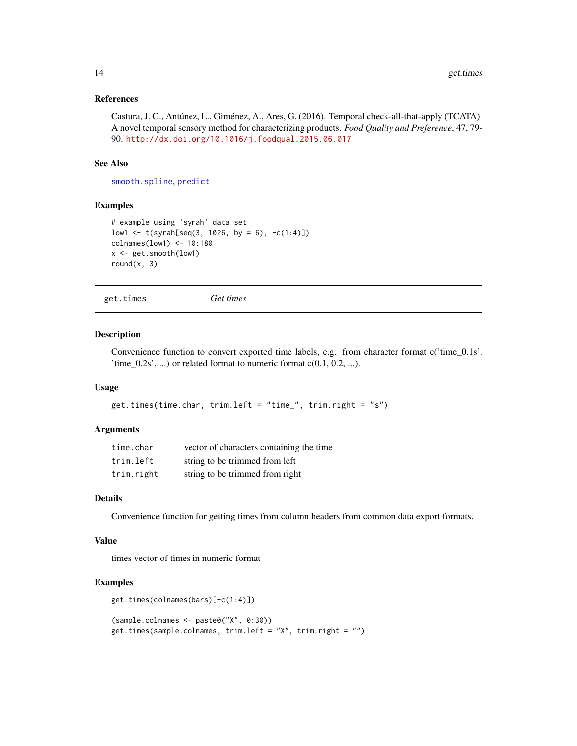### References

Castura, J. C., Antúnez, L., Giménez, A., Ares, G. (2016). Temporal check-all-that-apply (TCATA): A novel temporal sensory method for characterizing products. *Food Quality and Preference*, 47, 79-90. http://dx.doi.org/10.1016/j.foodqual.2015.06.017

### See Also

smooth.spline, predict

### Examples

```
# example using 'syrah' data set
low1 <- t(syrah[seq(3, 1026, by = 6), -c(1:4)])
colnames(low1) <- 10:180
x <- get.smooth(low1)
round(x, 3)
```

---

## get.times — *Get times*

---

### Description

Convenience function to convert exported time labels, e.g. from character format c('time_0.1s', 'time_0.2s', ...) or related format to numeric format c(0.1, 0.2, ...).

### Usage

```
get.times(time.char, trim.left = "time_", trim.right = "s")
```

### Arguments

| | |
|---|---|
| time.char | vector of characters containing the time |
| trim.left | string to be trimmed from left |
| trim.right | string to be trimmed from right |

### Details

Convenience function for getting times from column headers from common data export formats.

### Value

times vector of times in numeric format

### Examples

```
get.times(colnames(bars)[-c(1:4)])

(sample.colnames <- paste0("X", 0:30))
get.times(sample.colnames, trim.left = "X", trim.right = "")
```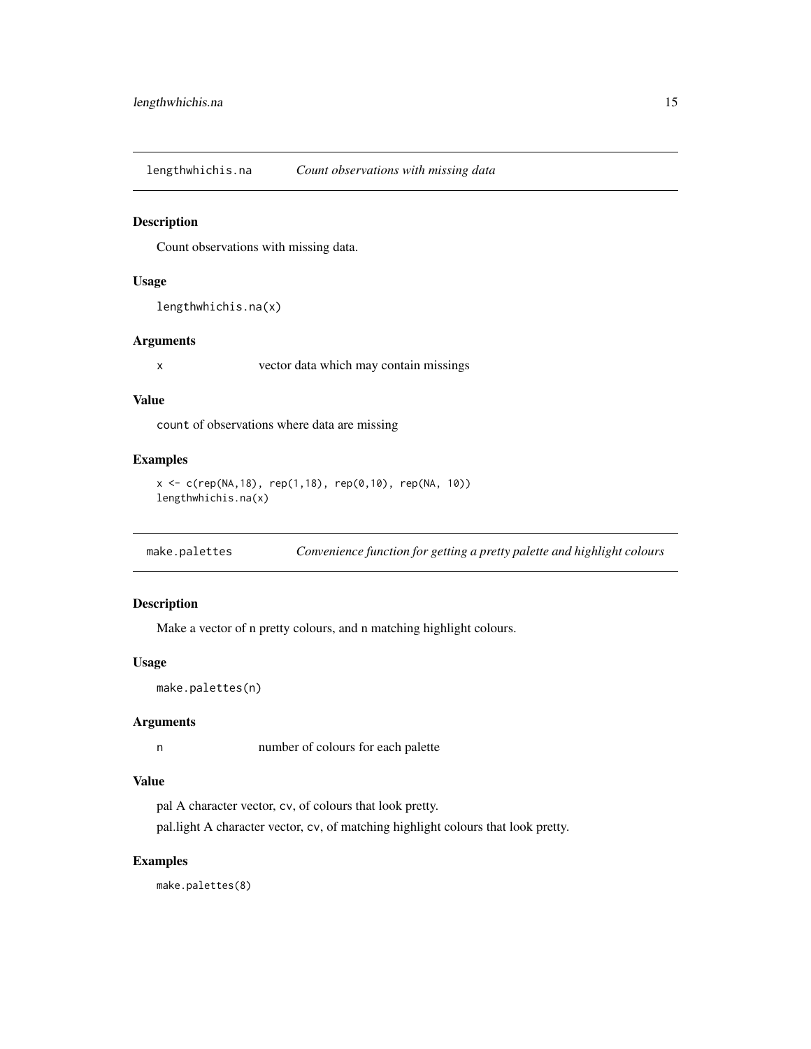## lengthwhichis.na — *Count observations with missing data*

### Description

Count observations with missing data.

### Usage

```
lengthwhichis.na(x)
```

### Arguments

| | |
|---|---|
| x | vector data which may contain missings |

### Value

count of observations where data are missing

### Examples

```
x <- c(rep(NA,18), rep(1,18), rep(0,10), rep(NA, 10))
lengthwhichis.na(x)
```

## make.palettes — *Convenience function for getting a pretty palette and highlight colours*

### Description

Make a vector of n pretty colours, and n matching highlight colours.

### Usage

```
make.palettes(n)
```

### Arguments

| | |
|---|---|
| n | number of colours for each palette |

### Value

pal A character vector, cv, of colours that look pretty.

pal.light A character vector, cv, of matching highlight colours that look pretty.

### Examples

```
make.palettes(8)
```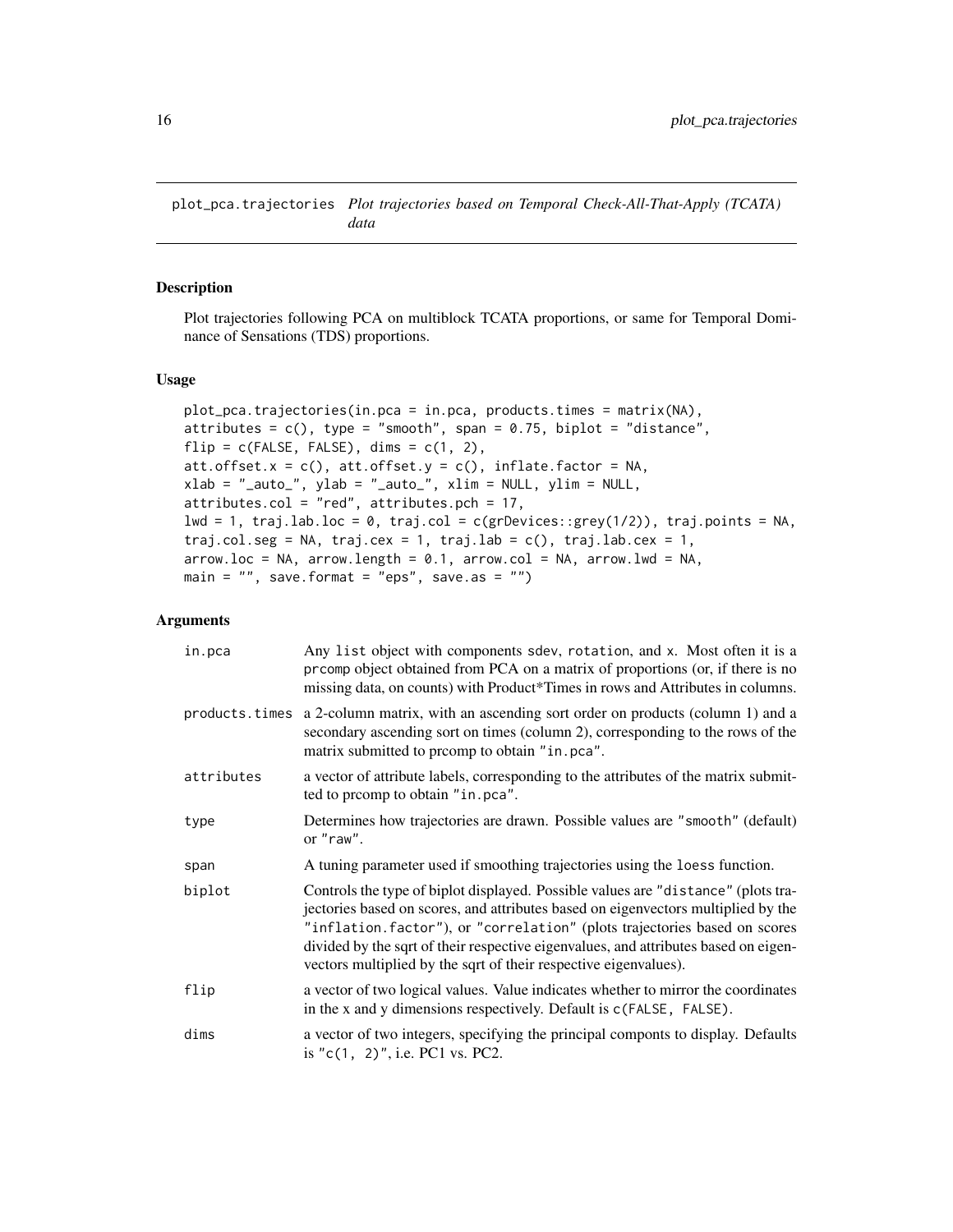plot_pca.trajectories *Plot trajectories based on Temporal Check-All-That-Apply (TCATA) data*

## Description

Plot trajectories following PCA on multiblock TCATA proportions, or same for Temporal Dominance of Sensations (TDS) proportions.

## Usage

```
plot_pca.trajectories(in.pca = in.pca, products.times = matrix(NA),
attributes = c(), type = "smooth", span = 0.75, biplot = "distance",
flip = c(FALSE, FALSE), dims = c(1, 2),
att.offset.x = c(), att.offset.y = c(), inflate.factor = NA,
xlab = "_auto_", ylab = "_auto_", xlim = NULL, ylim = NULL,
attributes.col = "red", attributes.pch = 17,
lwd = 1, traj.lab.loc = 0, traj.col = c(grDevices::grey(1/2)), traj.points = NA,
traj.col.seg = NA, traj.cex = 1, traj.lab = c(), traj.lab.cex = 1,
arrow.loc = NA, arrow.length = 0.1, arrow.col = NA, arrow.lwd = NA,
main = "", save.format = "eps", save.as = "")
```

## Arguments

| | |
|---|---|
| in.pca | Any list object with components sdev, rotation, and x. Most often it is a prcomp object obtained from PCA on a matrix of proportions (or, if there is no missing data, on counts) with Product*Times in rows and Attributes in columns. |
| products.times | a 2-column matrix, with an ascending sort order on products (column 1) and a secondary ascending sort on times (column 2), corresponding to the rows of the matrix submitted to prcomp to obtain "in.pca". |
| attributes | a vector of attribute labels, corresponding to the attributes of the matrix submitted to prcomp to obtain "in.pca". |
| type | Determines how trajectories are drawn. Possible values are "smooth" (default) or "raw". |
| span | A tuning parameter used if smoothing trajectories using the loess function. |
| biplot | Controls the type of biplot displayed. Possible values are "distance" (plots trajectories based on scores, and attributes based on eigenvectors multiplied by the "inflation.factor"), or "correlation" (plots trajectories based on scores divided by the sqrt of their respective eigenvalues, and attributes based on eigenvectors multiplied by the sqrt of their respective eigenvalues). |
| flip | a vector of two logical values. Value indicates whether to mirror the coordinates in the x and y dimensions respectively. Default is c(FALSE, FALSE). |
| dims | a vector of two integers, specifying the principal componts to display. Defaults is "c(1, 2)", i.e. PC1 vs. PC2. |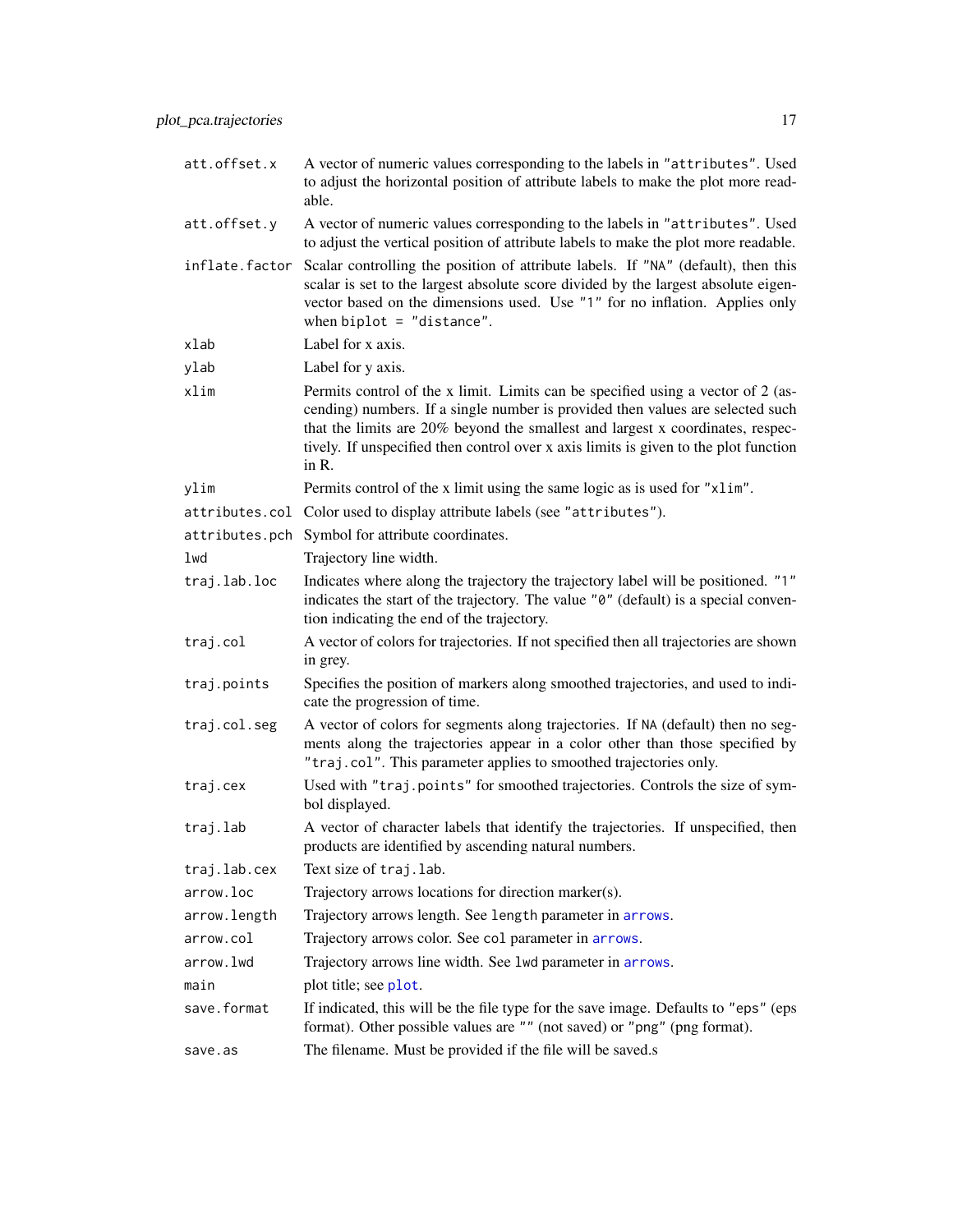| | |
|---|---|
| `att.offset.x` | A vector of numeric values corresponding to the labels in "`attributes`". Used to adjust the horizontal position of attribute labels to make the plot more readable. |
| `att.offset.y` | A vector of numeric values corresponding to the labels in "`attributes`". Used to adjust the vertical position of attribute labels to make the plot more readable. |
| `inflate.factor` | Scalar controlling the position of attribute labels. If "`NA`" (default), then this scalar is set to the largest absolute score divided by the largest absolute eigenvector based on the dimensions used. Use "`1`" for no inflation. Applies only when `biplot = "distance"`. |
| `xlab` | Label for x axis. |
| `ylab` | Label for y axis. |
| `xlim` | Permits control of the x limit. Limits can be specified using a vector of 2 (ascending) numbers. If a single number is provided then values are selected such that the limits are 20% beyond the smallest and largest x coordinates, respectively. If unspecified then control over x axis limits is given to the plot function in R. |
| `ylim` | Permits control of the x limit using the same logic as is used for "`xlim`". |
| `attributes.col` | Color used to display attribute labels (see "`attributes`"). |
| `attributes.pch` | Symbol for attribute coordinates. |
| `lwd` | Trajectory line width. |
| `traj.lab.loc` | Indicates where along the trajectory the trajectory label will be positioned. "`1`" indicates the start of the trajectory. The value "`0`" (default) is a special convention indicating the end of the trajectory. |
| `traj.col` | A vector of colors for trajectories. If not specified then all trajectories are shown in grey. |
| `traj.points` | Specifies the position of markers along smoothed trajectories, and used to indicate the progression of time. |
| `traj.col.seg` | A vector of colors for segments along trajectories. If `NA` (default) then no segments along the trajectories appear in a color other than those specified by "`traj.col`". This parameter applies to smoothed trajectories only. |
| `traj.cex` | Used with "`traj.points`" for smoothed trajectories. Controls the size of symbol displayed. |
| `traj.lab` | A vector of character labels that identify the trajectories. If unspecified, then products are identified by ascending natural numbers. |
| `traj.lab.cex` | Text size of `traj.lab`. |
| `arrow.loc` | Trajectory arrows locations for direction marker(s). |
| `arrow.length` | Trajectory arrows length. See `length` parameter in `arrows`. |
| `arrow.col` | Trajectory arrows color. See `col` parameter in `arrows`. |
| `arrow.lwd` | Trajectory arrows line width. See `lwd` parameter in `arrows`. |
| `main` | plot title; see `plot`. |
| `save.format` | If indicated, this will be the file type for the save image. Defaults to "`eps`" (eps format). Other possible values are "" (not saved) or "`png`" (png format). |
| `save.as` | The filename. Must be provided if the file will be saved.s |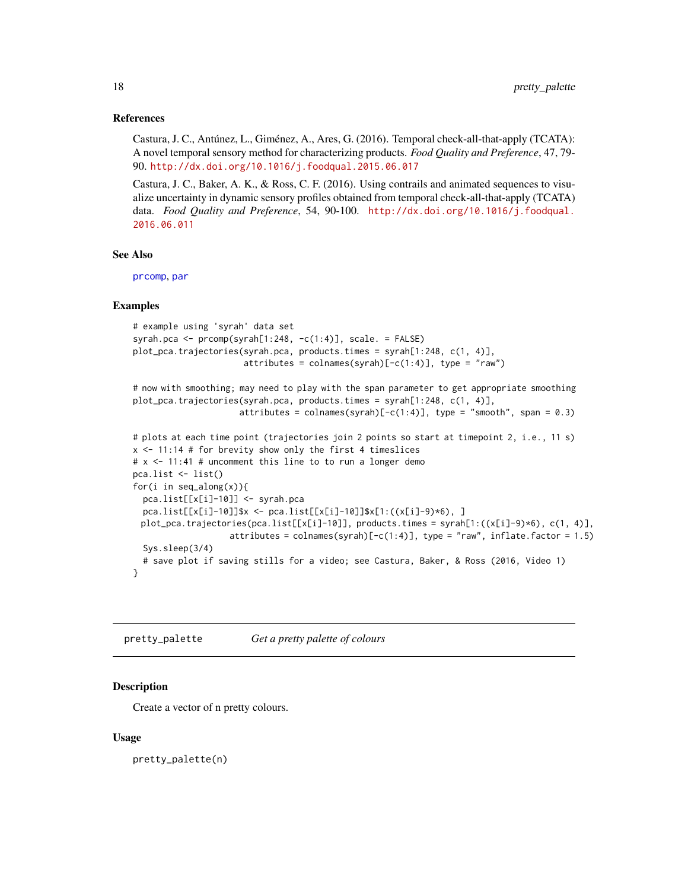### References

Castura, J. C., Antúnez, L., Giménez, A., Ares, G. (2016). Temporal check-all-that-apply (TCATA): A novel temporal sensory method for characterizing products. *Food Quality and Preference*, 47, 79-90. http://dx.doi.org/10.1016/j.foodqual.2015.06.017

Castura, J. C., Baker, A. K., & Ross, C. F. (2016). Using contrails and animated sequences to visualize uncertainty in dynamic sensory profiles obtained from temporal check-all-that-apply (TCATA) data. *Food Quality and Preference*, 54, 90-100. http://dx.doi.org/10.1016/j.foodqual.2016.06.011

### See Also

prcomp, par

### Examples

```
# example using 'syrah' data set
syrah.pca <- prcomp(syrah[1:248, -c(1:4)], scale. = FALSE)
plot_pca.trajectories(syrah.pca, products.times = syrah[1:248, c(1, 4)],
                      attributes = colnames(syrah)[-c(1:4)], type = "raw")

# now with smoothing; may need to play with the span parameter to get appropriate smoothing
plot_pca.trajectories(syrah.pca, products.times = syrah[1:248, c(1, 4)],
                     attributes = colnames(syrah)[-c(1:4)], type = "smooth", span = 0.3)

# plots at each time point (trajectories join 2 points so start at timepoint 2, i.e., 11 s)
x <- 11:14 # for brevity show only the first 4 timeslices
# x <- 11:41 # uncomment this line to to run a longer demo
pca.list <- list()
for(i in seq_along(x)){
  pca.list[[x[i]-10]] <- syrah.pca
  pca.list[[x[i]-10]]$x <- pca.list[[x[i]-10]]$x[1:((x[i]-9)*6), ]
 plot_pca.trajectories(pca.list[[x[i]-10]], products.times = syrah[1:((x[i]-9)*6), c(1, 4)],
                   attributes = colnames(syrah)[-c(1:4)], type = "raw", inflate.factor = 1.5)
  Sys.sleep(3/4)
  # save plot if saving stills for a video; see Castura, Baker, & Ross (2016, Video 1)
}
```

---

## pretty_palette — *Get a pretty palette of colours*

### Description

Create a vector of n pretty colours.

### Usage

```
pretty_palette(n)
```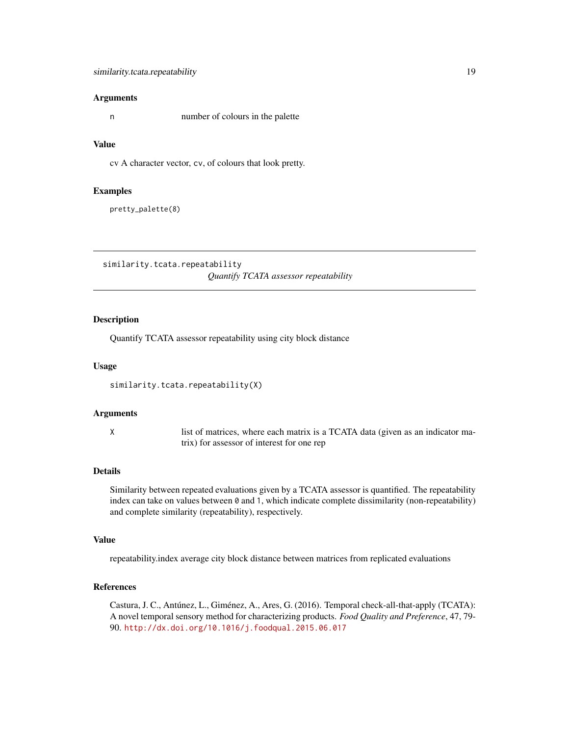### Arguments

n number of colours in the palette

### Value

cv A character vector, cv, of colours that look pretty.

### Examples

```
pretty_palette(8)
```

---

## similarity.tcata.repeatability *Quantify TCATA assessor repeatability*

---

### Description

Quantify TCATA assessor repeatability using city block distance

### Usage

```
similarity.tcata.repeatability(X)
```

### Arguments

X list of matrices, where each matrix is a TCATA data (given as an indicator matrix) for assessor of interest for one rep

### Details

Similarity between repeated evaluations given by a TCATA assessor is quantified. The repeatability index can take on values between `0` and `1`, which indicate complete dissimilarity (non-repeatability) and complete similarity (repeatability), respectively.

### Value

repeatability.index average city block distance between matrices from replicated evaluations

### References

Castura, J. C., Antúnez, L., Giménez, A., Ares, G. (2016). Temporal check-all-that-apply (TCATA): A novel temporal sensory method for characterizing products. *Food Quality and Preference*, 47, 79-90. http://dx.doi.org/10.1016/j.foodqual.2015.06.017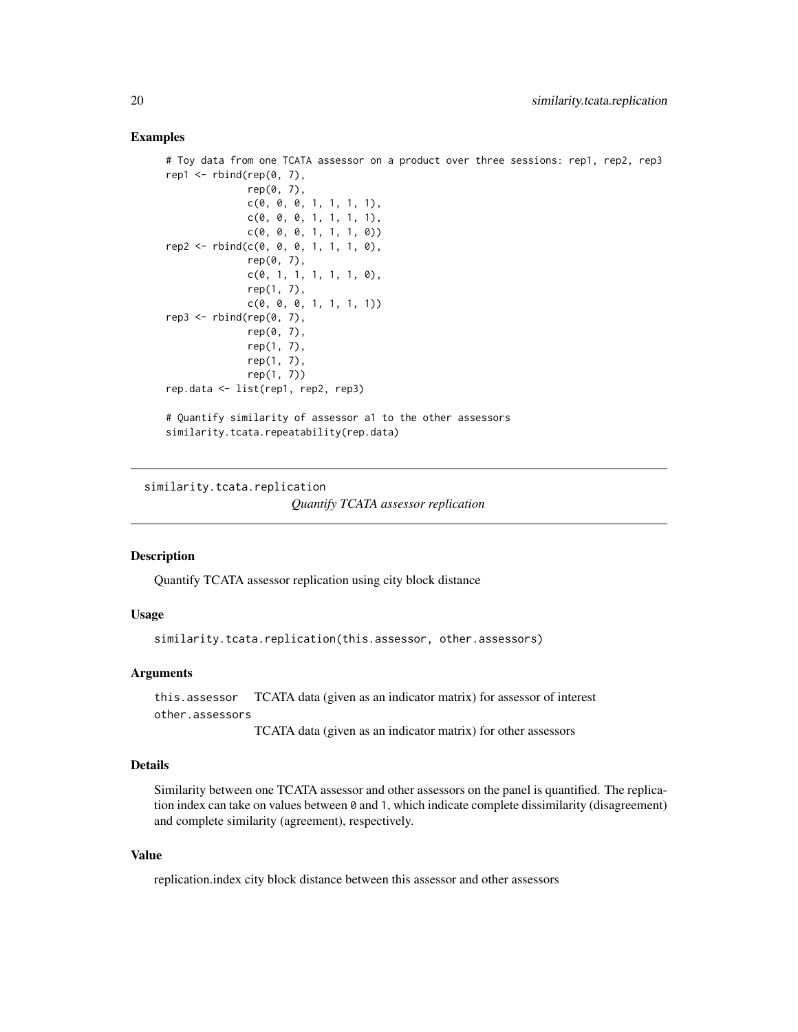### Examples

```
# Toy data from one TCATA assessor on a product over three sessions: rep1, rep2, rep3
rep1 <- rbind(rep(0, 7),
              rep(0, 7),
              c(0, 0, 0, 1, 1, 1, 1),
              c(0, 0, 0, 1, 1, 1, 1),
              c(0, 0, 0, 1, 1, 1, 0))
rep2 <- rbind(c(0, 0, 0, 1, 1, 1, 0),
              rep(0, 7),
              c(0, 1, 1, 1, 1, 1, 0),
              rep(1, 7),
              c(0, 0, 0, 1, 1, 1, 1))
rep3 <- rbind(rep(0, 7),
              rep(0, 7),
              rep(1, 7),
              rep(1, 7),
              rep(1, 7))
rep.data <- list(rep1, rep2, rep3)

# Quantify similarity of assessor a1 to the other assessors
similarity.tcata.repeatability(rep.data)
```

---

## similarity.tcata.replication

*Quantify TCATA assessor replication*

### Description

Quantify TCATA assessor replication using city block distance

### Usage

```
similarity.tcata.replication(this.assessor, other.assessors)
```

### Arguments

| | |
|---|---|
| this.assessor | TCATA data (given as an indicator matrix) for assessor of interest |
| other.assessors | TCATA data (given as an indicator matrix) for other assessors |

### Details

Similarity between one TCATA assessor and other assessors on the panel is quantified. The replication index can take on values between `0` and `1`, which indicate complete dissimilarity (disagreement) and complete similarity (agreement), respectively.

### Value

replication.index city block distance between this assessor and other assessors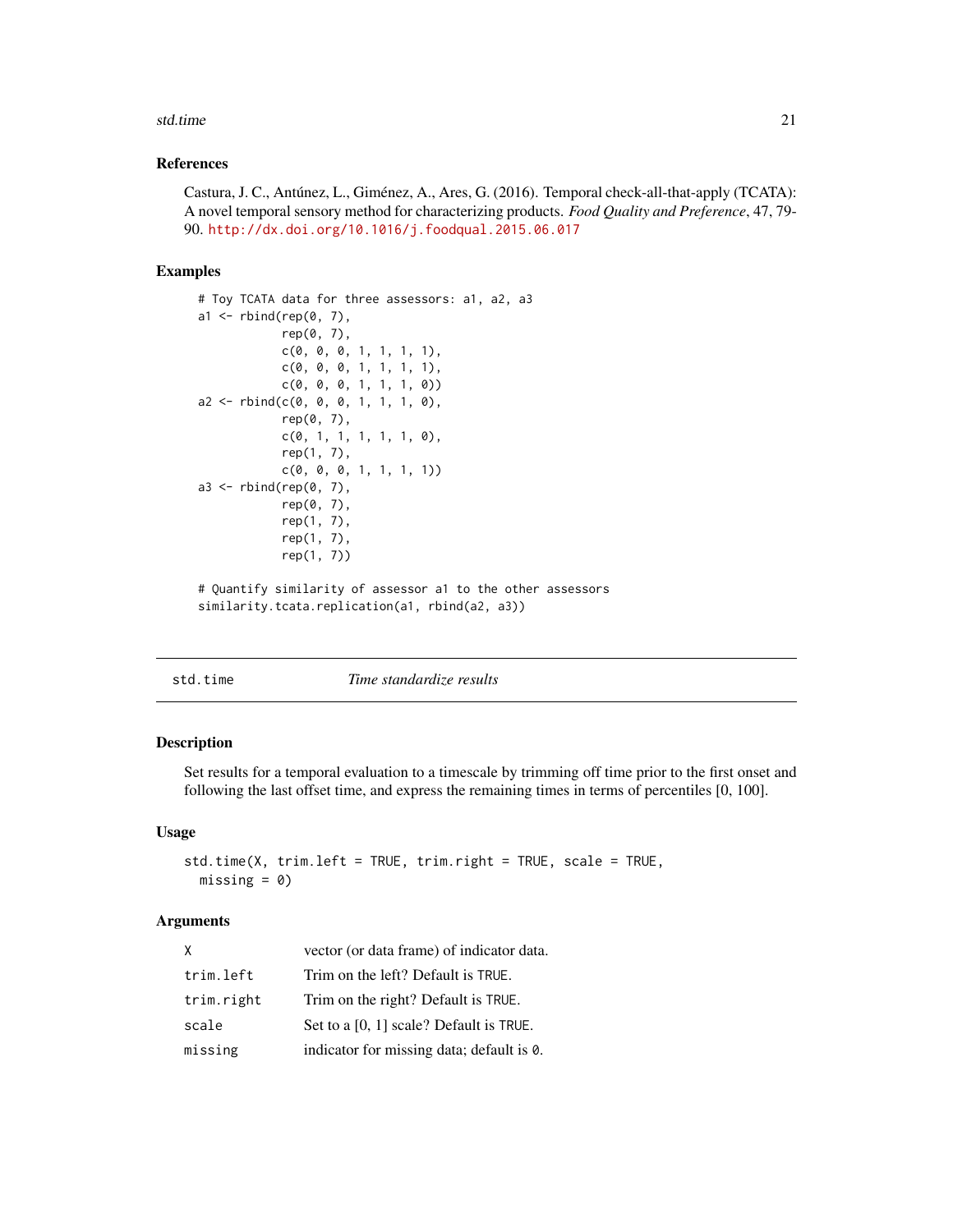### References

Castura, J. C., Antúnez, L., Giménez, A., Ares, G. (2016). Temporal check-all-that-apply (TCATA): A novel temporal sensory method for characterizing products. *Food Quality and Preference*, 47, 79-90. http://dx.doi.org/10.1016/j.foodqual.2015.06.017

### Examples

```
# Toy TCATA data for three assessors: a1, a2, a3
a1 <- rbind(rep(0, 7),
            rep(0, 7),
            c(0, 0, 0, 1, 1, 1, 1),
            c(0, 0, 0, 1, 1, 1, 1),
            c(0, 0, 0, 1, 1, 1, 0))
a2 <- rbind(c(0, 0, 0, 1, 1, 1, 0),
            rep(0, 7),
            c(0, 1, 1, 1, 1, 1, 0),
            rep(1, 7),
            c(0, 0, 0, 1, 1, 1, 1))
a3 <- rbind(rep(0, 7),
            rep(0, 7),
            rep(1, 7),
            rep(1, 7),
            rep(1, 7))

# Quantify similarity of assessor a1 to the other assessors
similarity.tcata.replication(a1, rbind(a2, a3))
```

---

## std.time *Time standardize results*

### Description

Set results for a temporal evaluation to a timescale by trimming off time prior to the first onset and following the last offset time, and express the remaining times in terms of percentiles [0, 100].

### Usage

```
std.time(X, trim.left = TRUE, trim.right = TRUE, scale = TRUE,
  missing = 0)
```

### Arguments

| | |
|---|---|
| `X` | vector (or data frame) of indicator data. |
| `trim.left` | Trim on the left? Default is `TRUE`. |
| `trim.right` | Trim on the right? Default is `TRUE`. |
| `scale` | Set to a [0, 1] scale? Default is `TRUE`. |
| `missing` | indicator for missing data; default is `0`. |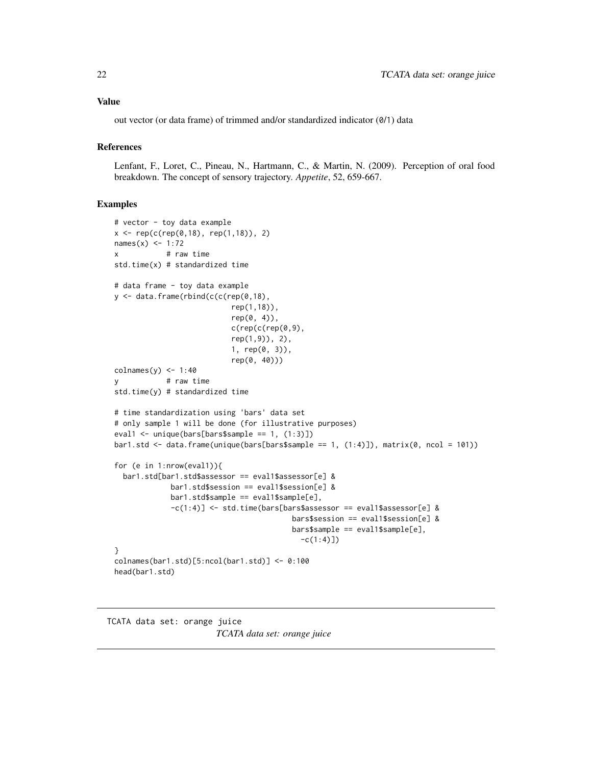## Value

out vector (or data frame) of trimmed and/or standardized indicator (0/1) data

## References

Lenfant, F., Loret, C., Pineau, N., Hartmann, C., & Martin, N. (2009). Perception of oral food breakdown. The concept of sensory trajectory. *Appetite*, 52, 659-667.

## Examples

```
# vector - toy data example
x <- rep(c(rep(0,18), rep(1,18)), 2)
names(x) <- 1:72
x           # raw time
std.time(x) # standardized time

# data frame - toy data example
y <- data.frame(rbind(c(c(rep(0,18),
                         rep(1,18)),
                         rep(0, 4)),
                         c(rep(c(rep(0,9),
                         rep(1,9)), 2),
                         1, rep(0, 3)),
                         rep(0, 40)))
colnames(y) <- 1:40
y           # raw time
std.time(y) # standardized time

# time standardization using 'bars' data set
# only sample 1 will be done (for illustrative purposes)
eval1 <- unique(bars[bars$sample == 1, (1:3)])
bar1.std <- data.frame(unique(bars[bars$sample == 1, (1:4)]), matrix(0, ncol = 101))

for (e in 1:nrow(eval1)){
  bar1.std[bar1.std$assessor == eval1$assessor[e] &
             bar1.std$session == eval1$session[e] &
             bar1.std$sample == eval1$sample[e],
             -c(1:4)] <- std.time(bars[bars$assessor == eval1$assessor[e] &
                                        bars$session == eval1$session[e] &
                                        bars$sample == eval1$sample[e],
                                          -c(1:4)])
}
colnames(bar1.std)[5:ncol(bar1.std)] <- 0:100
head(bar1.std)
```

---

TCATA data set: orange juice

*TCATA data set: orange juice*

---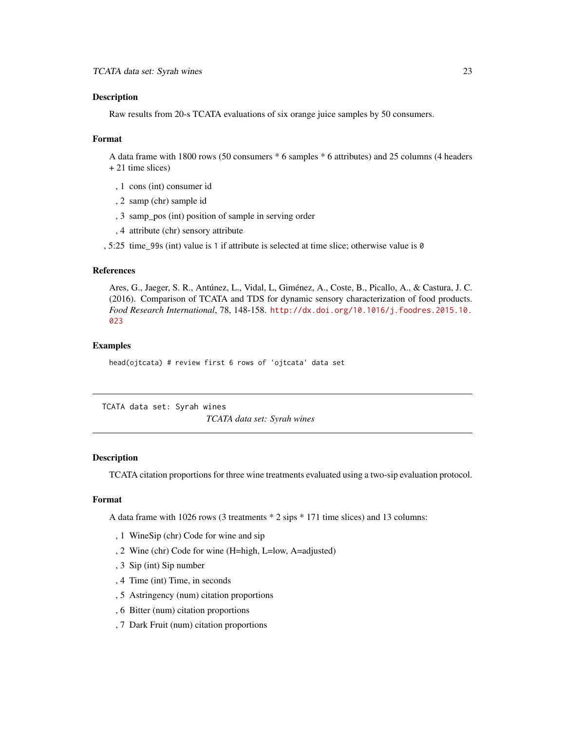## Description

Raw results from 20-s TCATA evaluations of six orange juice samples by 50 consumers.

## Format

A data frame with 1800 rows (50 consumers * 6 samples * 6 attributes) and 25 columns (4 headers + 21 time slices)

- , 1 cons (int) consumer id
- , 2 samp (chr) sample id
- , 3 samp_pos (int) position of sample in serving order
- , 4 attribute (chr) sensory attribute
- , 5:25 time_99s (int) value is `1` if attribute is selected at time slice; otherwise value is `0`

## References

Ares, G., Jaeger, S. R., Antúnez, L., Vidal, L, Giménez, A., Coste, B., Picallo, A., & Castura, J. C. (2016). Comparison of TCATA and TDS for dynamic sensory characterization of food products. *Food Research International*, 78, 148-158. http://dx.doi.org/10.1016/j.foodres.2015.10.023

## Examples

```
head(ojtcata) # review first 6 rows of 'ojtcata' data set
```

---

`TCATA data set: Syrah wines`

# *TCATA data set: Syrah wines*

---

## Description

TCATA citation proportions for three wine treatments evaluated using a two-sip evaluation protocol.

## Format

A data frame with 1026 rows (3 treatments * 2 sips * 171 time slices) and 13 columns:

- , 1 WineSip (chr) Code for wine and sip
- , 2 Wine (chr) Code for wine (H=high, L=low, A=adjusted)
- , 3 Sip (int) Sip number
- , 4 Time (int) Time, in seconds
- , 5 Astringency (num) citation proportions
- , 6 Bitter (num) citation proportions
- , 7 Dark Fruit (num) citation proportions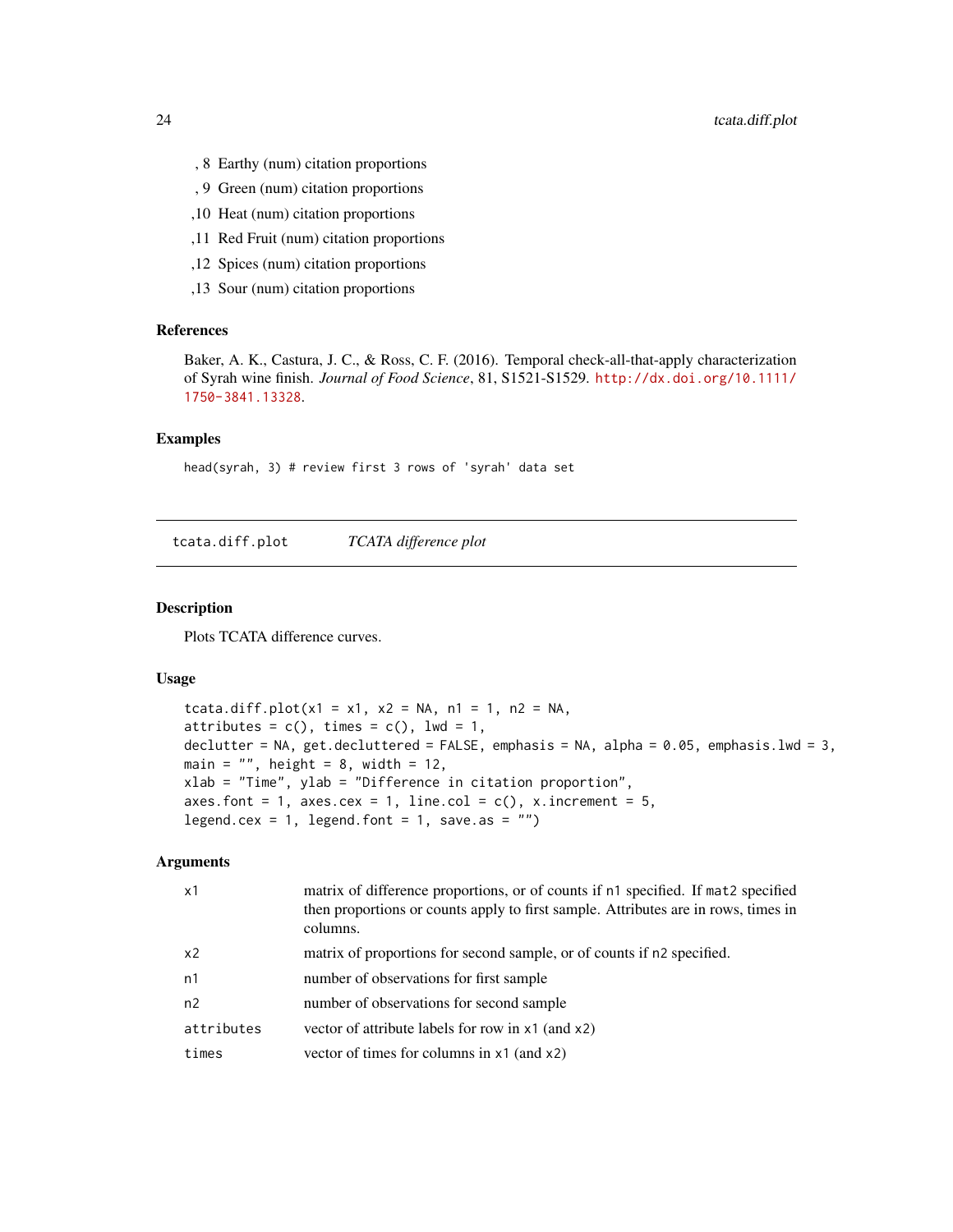, 8 Earthy (num) citation proportions

, 9 Green (num) citation proportions

,10 Heat (num) citation proportions

,11 Red Fruit (num) citation proportions

,12 Spices (num) citation proportions

,13 Sour (num) citation proportions

### References

Baker, A. K., Castura, J. C., & Ross, C. F. (2016). Temporal check-all-that-apply characterization of Syrah wine finish. *Journal of Food Science*, 81, S1521-S1529. http://dx.doi.org/10.1111/1750-3841.13328.

### Examples

```
head(syrah, 3) # review first 3 rows of 'syrah' data set
```

---

## tcata.diff.plot — *TCATA difference plot*

### Description

Plots TCATA difference curves.

### Usage

```
tcata.diff.plot(x1 = x1, x2 = NA, n1 = 1, n2 = NA,
attributes = c(), times = c(), lwd = 1,
declutter = NA, get.decluttered = FALSE, emphasis = NA, alpha = 0.05, emphasis.lwd = 3,
main = "", height = 8, width = 12,
xlab = "Time", ylab = "Difference in citation proportion",
axes.font = 1, axes.cex = 1, line.col = c(), x.increment = 5,
legend.cex = 1, legend.font = 1, save.as = "")
```

### Arguments

| | |
|---|---|
| `x1` | matrix of difference proportions, or of counts if `n1` specified. If `mat2` specified then proportions or counts apply to first sample. Attributes are in rows, times in columns. |
| `x2` | matrix of proportions for second sample, or of counts if `n2` specified. |
| `n1` | number of observations for first sample |
| `n2` | number of observations for second sample |
| `attributes` | vector of attribute labels for row in `x1` (and `x2`) |
| `times` | vector of times for columns in `x1` (and `x2`) |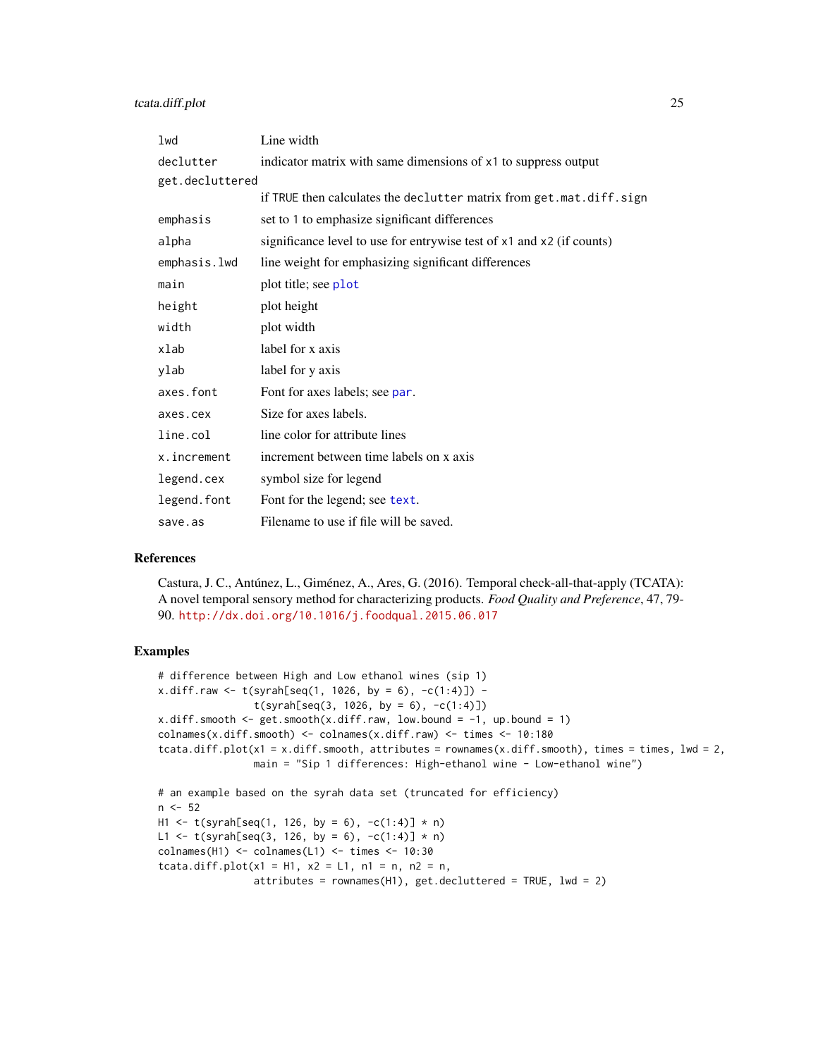| | |
|---|---|
| lwd | Line width |
| declutter | indicator matrix with same dimensions of x1 to suppress output |
| get.decluttered | if TRUE then calculates the declutter matrix from get.mat.diff.sign |
| emphasis | set to 1 to emphasize significant differences |
| alpha | significance level to use for entrywise test of x1 and x2 (if counts) |
| emphasis.lwd | line weight for emphasizing significant differences |
| main | plot title; see plot |
| height | plot height |
| width | plot width |
| xlab | label for x axis |
| ylab | label for y axis |
| axes.font | Font for axes labels; see par. |
| axes.cex | Size for axes labels. |
| line.col | line color for attribute lines |
| x.increment | increment between time labels on x axis |
| legend.cex | symbol size for legend |
| legend.font | Font for the legend; see text. |
| save.as | Filename to use if file will be saved. |

## References

Castura, J. C., Antúnez, L., Giménez, A., Ares, G. (2016). Temporal check-all-that-apply (TCATA): A novel temporal sensory method for characterizing products. *Food Quality and Preference*, 47, 79-90. http://dx.doi.org/10.1016/j.foodqual.2015.06.017

## Examples

```
# difference between High and Low ethanol wines (sip 1)
x.diff.raw <- t(syrah[seq(1, 1026, by = 6), -c(1:4)]) -
                t(syrah[seq(3, 1026, by = 6), -c(1:4)])
x.diff.smooth <- get.smooth(x.diff.raw, low.bound = -1, up.bound = 1)
colnames(x.diff.smooth) <- colnames(x.diff.raw) <- times <- 10:180
tcata.diff.plot(x1 = x.diff.smooth, attributes = rownames(x.diff.smooth), times = times, lwd = 2,
                main = "Sip 1 differences: High-ethanol wine - Low-ethanol wine")

# an example based on the syrah data set (truncated for efficiency)
n <- 52
H1 <- t(syrah[seq(1, 126, by = 6), -c(1:4)] * n)
L1 <- t(syrah[seq(3, 126, by = 6), -c(1:4)] * n)
colnames(H1) <- colnames(L1) <- times <- 10:30
tcata.diff.plot(x1 = H1, x2 = L1, n1 = n, n2 = n,
                attributes = rownames(H1), get.decluttered = TRUE, lwd = 2)
```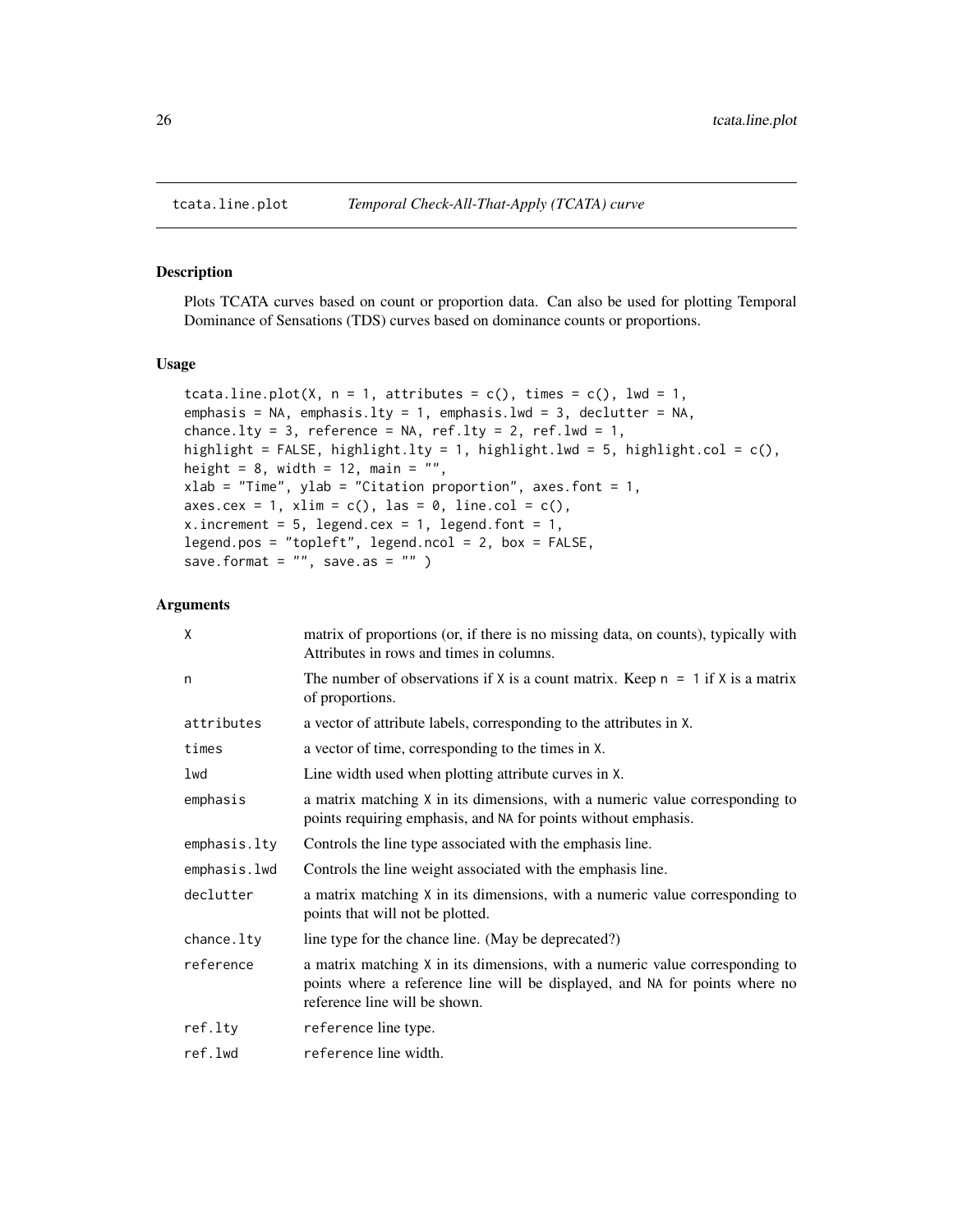# tcata.line.plot — *Temporal Check-All-That-Apply (TCATA) curve*

## Description

Plots TCATA curves based on count or proportion data. Can also be used for plotting Temporal Dominance of Sensations (TDS) curves based on dominance counts or proportions.

## Usage

```
tcata.line.plot(X, n = 1, attributes = c(), times = c(), lwd = 1,
emphasis = NA, emphasis.lty = 1, emphasis.lwd = 3, declutter = NA,
chance.lty = 3, reference = NA, ref.lty = 2, ref.lwd = 1,
highlight = FALSE, highlight.lty = 1, highlight.lwd = 5, highlight.col = c(),
height = 8, width = 12, main = "",
xlab = "Time", ylab = "Citation proportion", axes.font = 1,
axes.cex = 1, xlim = c(), las = 0, line.col = c(),
x.increment = 5, legend.cex = 1, legend.font = 1,
legend.pos = "topleft", legend.ncol = 2, box = FALSE,
save.format = "", save.as = "" )
```

## Arguments

| Argument | Description |
|---|---|
| `X` | matrix of proportions (or, if there is no missing data, on counts), typically with Attributes in rows and times in columns. |
| `n` | The number of observations if `X` is a count matrix. Keep `n = 1` if `X` is a matrix of proportions. |
| `attributes` | a vector of attribute labels, corresponding to the attributes in `X`. |
| `times` | a vector of time, corresponding to the times in `X`. |
| `lwd` | Line width used when plotting attribute curves in `X`. |
| `emphasis` | a matrix matching `X` in its dimensions, with a numeric value corresponding to points requiring emphasis, and `NA` for points without emphasis. |
| `emphasis.lty` | Controls the line type associated with the emphasis line. |
| `emphasis.lwd` | Controls the line weight associated with the emphasis line. |
| `declutter` | a matrix matching `X` in its dimensions, with a numeric value corresponding to points that will not be plotted. |
| `chance.lty` | line type for the chance line. (May be deprecated?) |
| `reference` | a matrix matching `X` in its dimensions, with a numeric value corresponding to points where a reference line will be displayed, and `NA` for points where no reference line will be shown. |
| `ref.lty` | `reference` line type. |
| `ref.lwd` | `reference` line width. |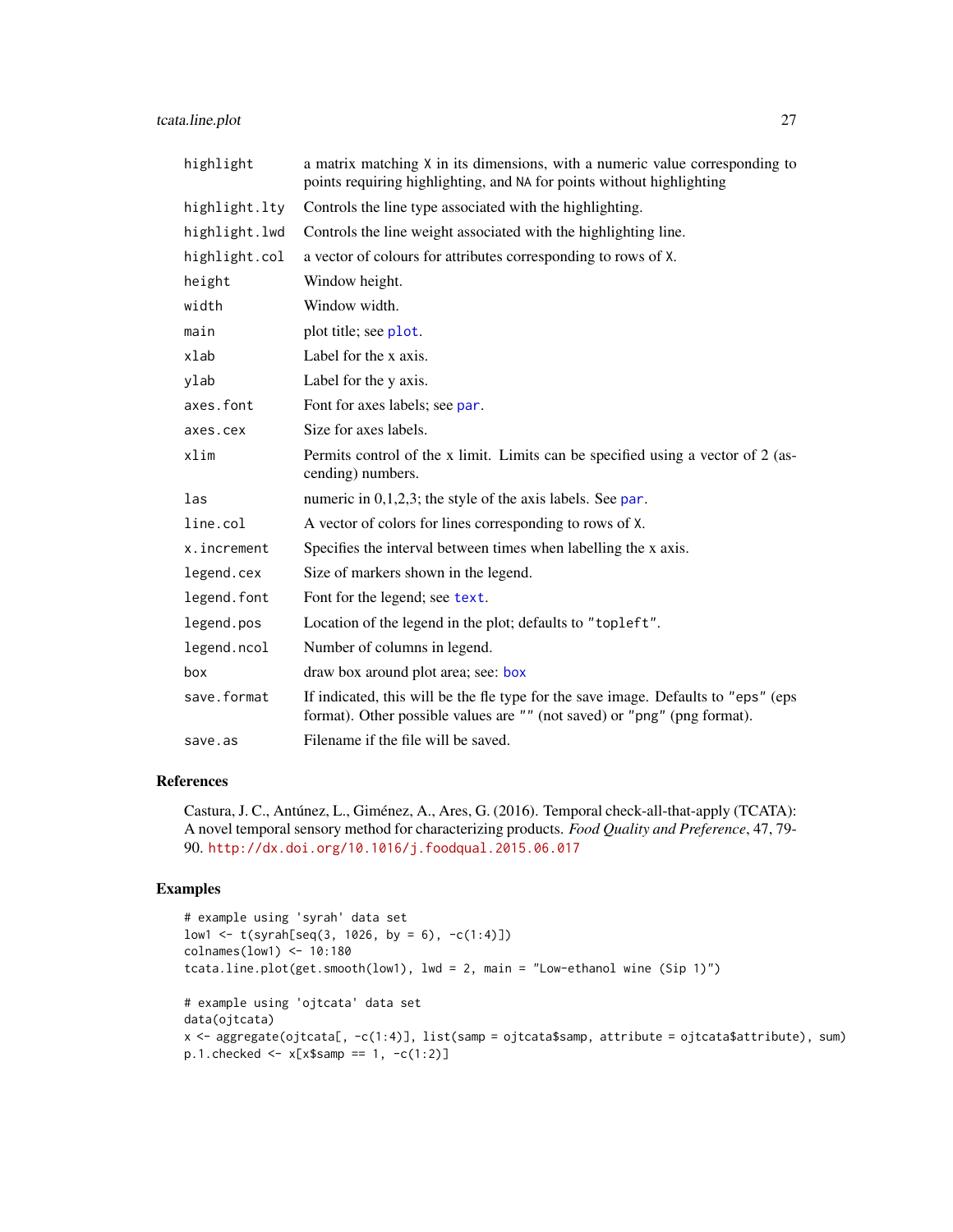| | |
|---|---|
| `highlight` | a matrix matching `X` in its dimensions, with a numeric value corresponding to points requiring highlighting, and `NA` for points without highlighting |
| `highlight.lty` | Controls the line type associated with the highlighting. |
| `highlight.lwd` | Controls the line weight associated with the highlighting line. |
| `highlight.col` | a vector of colours for attributes corresponding to rows of `X`. |
| `height` | Window height. |
| `width` | Window width. |
| `main` | plot title; see `plot`. |
| `xlab` | Label for the x axis. |
| `ylab` | Label for the y axis. |
| `axes.font` | Font for axes labels; see `par`. |
| `axes.cex` | Size for axes labels. |
| `xlim` | Permits control of the x limit. Limits can be specified using a vector of 2 (ascending) numbers. |
| `las` | numeric in 0,1,2,3; the style of the axis labels. See `par`. |
| `line.col` | A vector of colors for lines corresponding to rows of `X`. |
| `x.increment` | Specifies the interval between times when labelling the x axis. |
| `legend.cex` | Size of markers shown in the legend. |
| `legend.font` | Font for the legend; see `text`. |
| `legend.pos` | Location of the legend in the plot; defaults to `"topleft"`. |
| `legend.ncol` | Number of columns in legend. |
| `box` | draw box around plot area; see: `box` |
| `save.format` | If indicated, this will be the fle type for the save image. Defaults to `"eps"` (eps format). Other possible values are `""` (not saved) or `"png"` (png format). |
| `save.as` | Filename if the file will be saved. |

## References

Castura, J. C., Antúnez, L., Giménez, A., Ares, G. (2016). Temporal check-all-that-apply (TCATA): A novel temporal sensory method for characterizing products. *Food Quality and Preference*, 47, 79-90. http://dx.doi.org/10.1016/j.foodqual.2015.06.017

## Examples

```
# example using 'syrah' data set
low1 <- t(syrah[seq(3, 1026, by = 6), -c(1:4)])
colnames(low1) <- 10:180
tcata.line.plot(get.smooth(low1), lwd = 2, main = "Low-ethanol wine (Sip 1)")

# example using 'ojtcata' data set
data(ojtcata)
x <- aggregate(ojtcata[, -c(1:4)], list(samp = ojtcata$samp, attribute = ojtcata$attribute), sum)
p.1.checked <- x[x$samp == 1, -c(1:2)]
```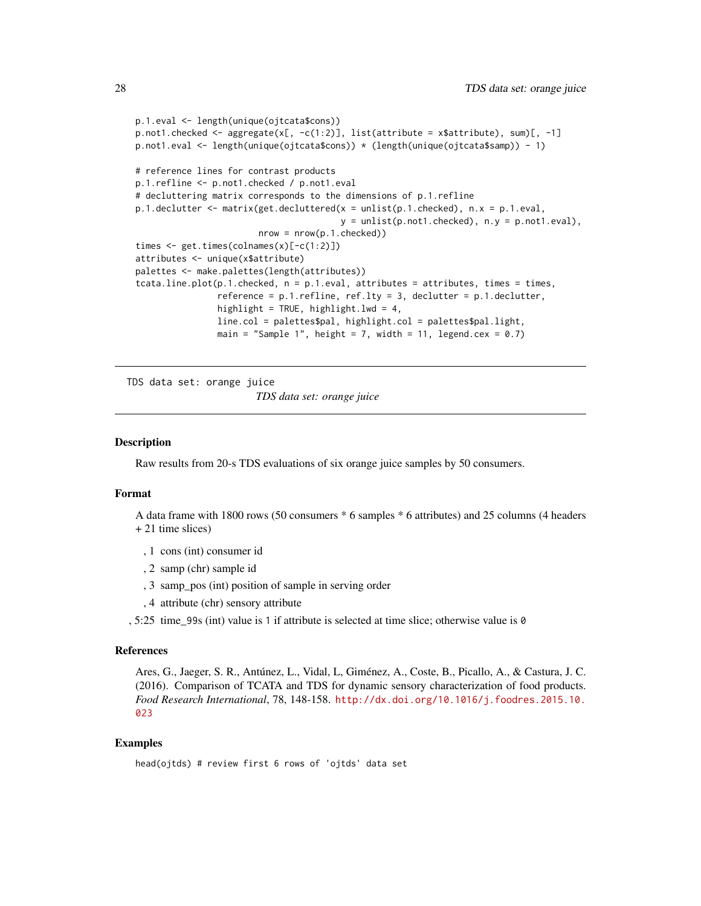```
p.1.eval <- length(unique(ojtcata$cons))
p.not1.checked <- aggregate(x[, -c(1:2)], list(attribute = x$attribute), sum)[, -1]
p.not1.eval <- length(unique(ojtcata$cons)) * (length(unique(ojtcata$samp)) - 1)

# reference lines for contrast products
p.1.refline <- p.not1.checked / p.not1.eval
# decluttering matrix corresponds to the dimensions of p.1.refline
p.1.declutter <- matrix(get.decluttered(x = unlist(p.1.checked), n.x = p.1.eval,
                                        y = unlist(p.not1.checked), n.y = p.not1.eval),
                        nrow = nrow(p.1.checked))
times <- get.times(colnames(x)[-c(1:2)])
attributes <- unique(x$attribute)
palettes <- make.palettes(length(attributes))
tcata.line.plot(p.1.checked, n = p.1.eval, attributes = attributes, times = times,
                reference = p.1.refline, ref.lty = 3, declutter = p.1.declutter,
                highlight = TRUE, highlight.lwd = 4,
                line.col = palettes$pal, highlight.col = palettes$pal.light,
                main = "Sample 1", height = 7, width = 11, legend.cex = 0.7)
```

---

TDS data set: orange juice

*TDS data set: orange juice*

---

### Description

Raw results from 20-s TDS evaluations of six orange juice samples by 50 consumers.

### Format

A data frame with 1800 rows (50 consumers * 6 samples * 6 attributes) and 25 columns (4 headers + 21 time slices)

, 1 cons (int) consumer id

, 2 samp (chr) sample id

, 3 samp_pos (int) position of sample in serving order

, 4 attribute (chr) sensory attribute

, 5:25 time_99s (int) value is 1 if attribute is selected at time slice; otherwise value is 0

### References

Ares, G., Jaeger, S. R., Antúnez, L., Vidal, L, Giménez, A., Coste, B., Picallo, A., & Castura, J. C. (2016). Comparison of TCATA and TDS for dynamic sensory characterization of food products. *Food Research International*, 78, 148-158. http://dx.doi.org/10.1016/j.foodres.2015.10.023

### Examples

```
head(ojtds) # review first 6 rows of 'ojtds' data set
```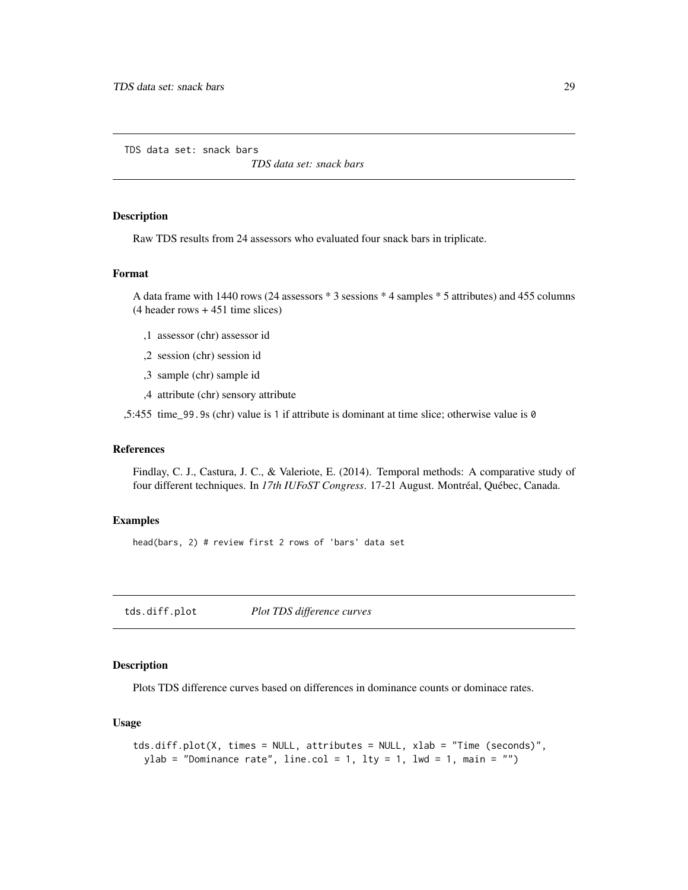## TDS data set: snack bars

*TDS data set: snack bars*

### Description

Raw TDS results from 24 assessors who evaluated four snack bars in triplicate.

### Format

A data frame with 1440 rows (24 assessors * 3 sessions * 4 samples * 5 attributes) and 455 columns (4 header rows + 451 time slices)

- ,1 assessor (chr) assessor id
- ,2 session (chr) session id
- ,3 sample (chr) sample id
- ,4 attribute (chr) sensory attribute

,5:455 time_99.9s (chr) value is `1` if attribute is dominant at time slice; otherwise value is `0`

### References

Findlay, C. J., Castura, J. C., & Valeriote, E. (2014). Temporal methods: A comparative study of four different techniques. In *17th IUFoST Congress*. 17-21 August. Montréal, Québec, Canada.

### Examples

```
head(bars, 2) # review first 2 rows of 'bars' data set
```

## tds.diff.plot    *Plot TDS difference curves*

### Description

Plots TDS difference curves based on differences in dominance counts or dominace rates.

### Usage

```
tds.diff.plot(X, times = NULL, attributes = NULL, xlab = "Time (seconds)",
  ylab = "Dominance rate", line.col = 1, lty = 1, lwd = 1, main = "")
```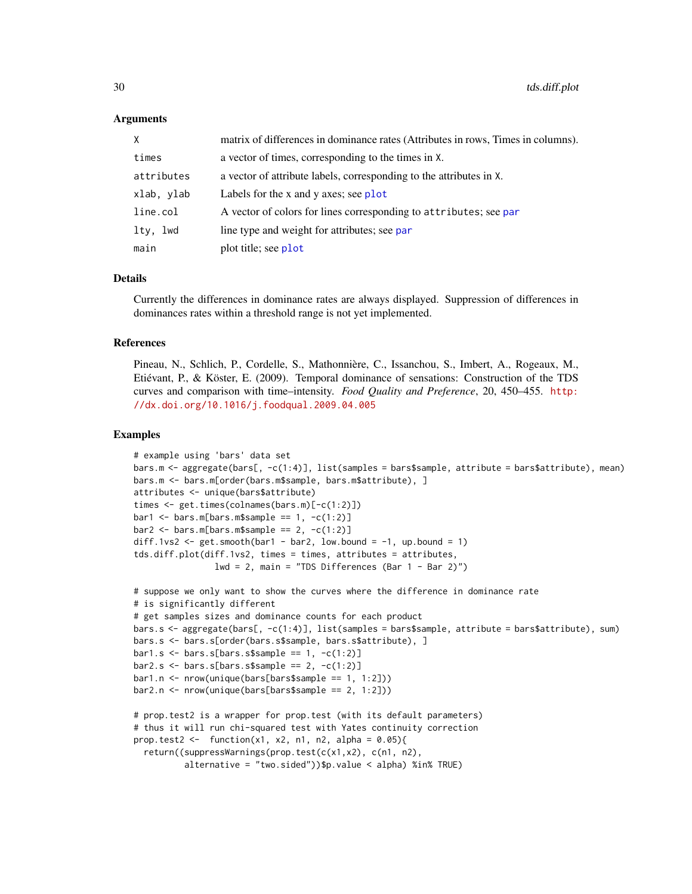### Arguments

| | |
|---|---|
| `X` | matrix of differences in dominance rates (Attributes in rows, Times in columns). |
| `times` | a vector of times, corresponding to the times in `X`. |
| `attributes` | a vector of attribute labels, corresponding to the attributes in `X`. |
| `xlab, ylab` | Labels for the x and y axes; see `plot` |
| `line.col` | A vector of colors for lines corresponding to `attributes`; see `par` |
| `lty, lwd` | line type and weight for attributes; see `par` |
| `main` | plot title; see `plot` |

### Details

Currently the differences in dominance rates are always displayed. Suppression of differences in dominances rates within a threshold range is not yet implemented.

### References

Pineau, N., Schlich, P., Cordelle, S., Mathonnière, C., Issanchou, S., Imbert, A., Rogeaux, M., Etiévant, P., & Köster, E. (2009). Temporal dominance of sensations: Construction of the TDS curves and comparison with time–intensity. *Food Quality and Preference*, 20, 450–455. http://dx.doi.org/10.1016/j.foodqual.2009.04.005

### Examples

```
# example using 'bars' data set
bars.m <- aggregate(bars[, -c(1:4)], list(samples = bars$sample, attribute = bars$attribute), mean)
bars.m <- bars.m[order(bars.m$sample, bars.m$attribute), ]
attributes <- unique(bars$attribute)
times <- get.times(colnames(bars.m)[-c(1:2)])
bar1 <- bars.m[bars.m$sample == 1, -c(1:2)]
bar2 <- bars.m[bars.m$sample == 2, -c(1:2)]
diff.1vs2 <- get.smooth(bar1 - bar2, low.bound = -1, up.bound = 1)
tds.diff.plot(diff.1vs2, times = times, attributes = attributes,
                lwd = 2, main = "TDS Differences (Bar 1 - Bar 2)")

# suppose we only want to show the curves where the difference in dominance rate
# is significantly different
# get samples sizes and dominance counts for each product
bars.s <- aggregate(bars[, -c(1:4)], list(samples = bars$sample, attribute = bars$attribute), sum)
bars.s <- bars.s[order(bars.s$sample, bars.s$attribute), ]
bar1.s <- bars.s[bars.s$sample == 1, -c(1:2)]
bar2.s <- bars.s[bars.s$sample == 2, -c(1:2)]
bar1.n <- nrow(unique(bars[bars$sample == 1, 1:2]))
bar2.n <- nrow(unique(bars[bars$sample == 2, 1:2]))

# prop.test2 is a wrapper for prop.test (with its default parameters)
# thus it will run chi-squared test with Yates continuity correction
prop.test2 <-  function(x1, x2, n1, n2, alpha = 0.05){
  return((suppressWarnings(prop.test(c(x1,x2), c(n1, n2),
          alternative = "two.sided"))$p.value < alpha) %in% TRUE)
```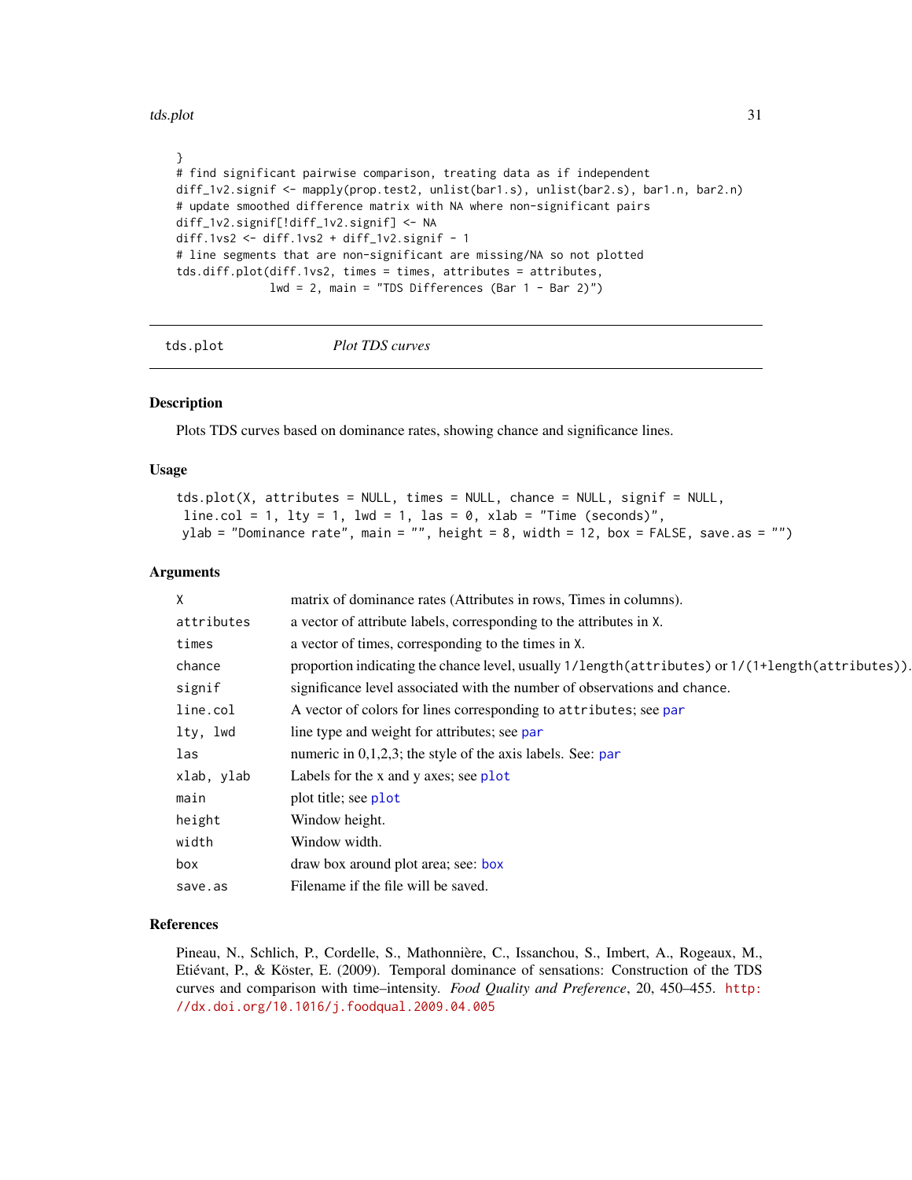```
}
# find significant pairwise comparison, treating data as if independent
diff_1v2.signif <- mapply(prop.test2, unlist(bar1.s), unlist(bar2.s), bar1.n, bar2.n)
# update smoothed difference matrix with NA where non-significant pairs
diff_1v2.signif[!diff_1v2.signif] <- NA
diff.1vs2 <- diff.1vs2 + diff_1v2.signif - 1
# line segments that are non-significant are missing/NA so not plotted
tds.diff.plot(diff.1vs2, times = times, attributes = attributes,
              lwd = 2, main = "TDS Differences (Bar 1 - Bar 2)")
```

---

## tds.plot — *Plot TDS curves*

### Description

Plots TDS curves based on dominance rates, showing chance and significance lines.

### Usage

```
tds.plot(X, attributes = NULL, times = NULL, chance = NULL, signif = NULL,
 line.col = 1, lty = 1, lwd = 1, las = 0, xlab = "Time (seconds)",
 ylab = "Dominance rate", main = "", height = 8, width = 12, box = FALSE, save.as = "")
```

### Arguments

| | |
|---|---|
| `X` | matrix of dominance rates (Attributes in rows, Times in columns). |
| `attributes` | a vector of attribute labels, corresponding to the attributes in `X`. |
| `times` | a vector of times, corresponding to the times in `X`. |
| `chance` | proportion indicating the chance level, usually `1/length(attributes)` or `1/(1+length(attributes))`. |
| `signif` | significance level associated with the number of observations and chance. |
| `line.col` | A vector of colors for lines corresponding to `attributes`; see `par` |
| `lty, lwd` | line type and weight for attributes; see `par` |
| `las` | numeric in 0,1,2,3; the style of the axis labels. See: `par` |
| `xlab, ylab` | Labels for the x and y axes; see `plot` |
| `main` | plot title; see `plot` |
| `height` | Window height. |
| `width` | Window width. |
| `box` | draw box around plot area; see: `box` |
| `save.as` | Filename if the file will be saved. |

### References

Pineau, N., Schlich, P., Cordelle, S., Mathonnière, C., Issanchou, S., Imbert, A., Rogeaux, M., Etiévant, P., & Köster, E. (2009). Temporal dominance of sensations: Construction of the TDS curves and comparison with time–intensity. *Food Quality and Preference*, 20, 450–455. http://dx.doi.org/10.1016/j.foodqual.2009.04.005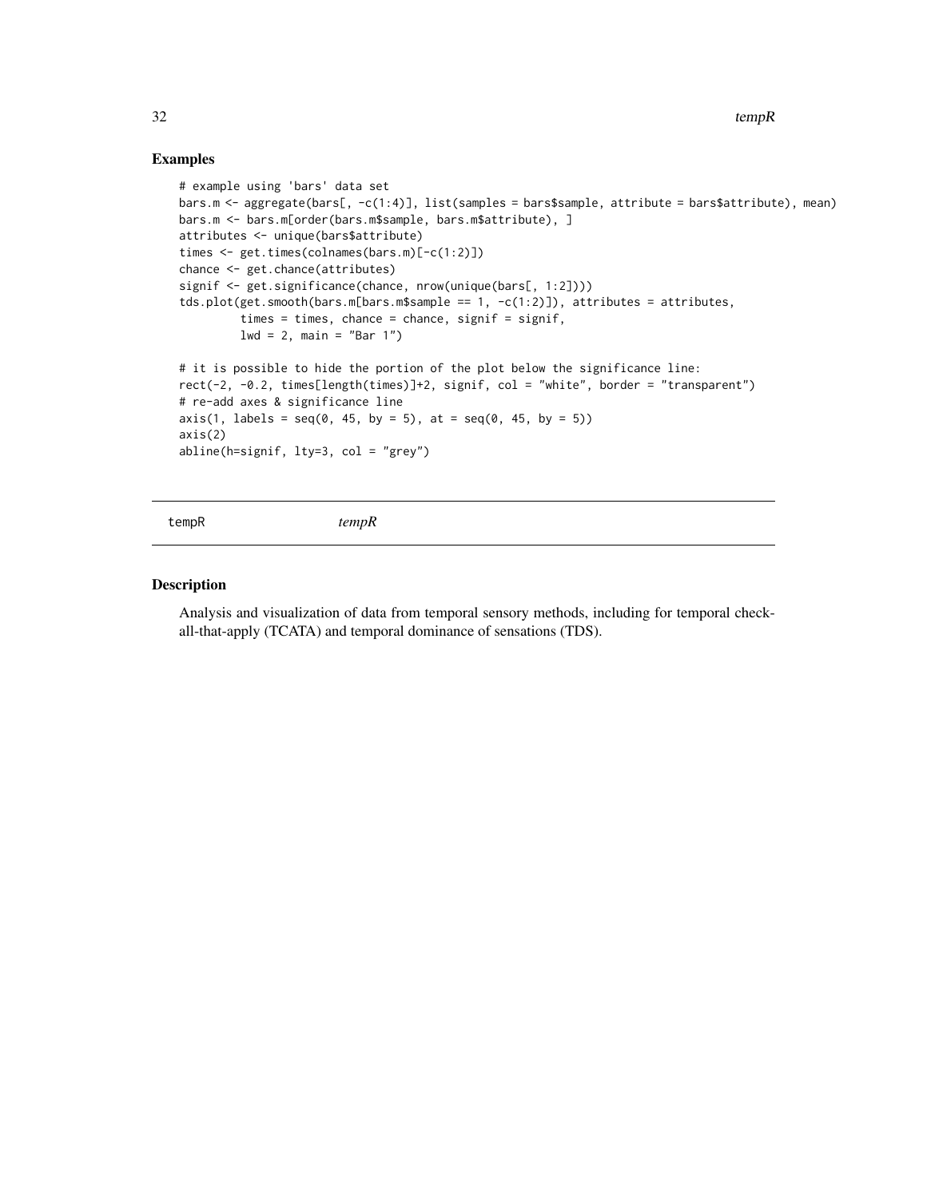## Examples

```
# example using 'bars' data set
bars.m <- aggregate(bars[, -c(1:4)], list(samples = bars$sample, attribute = bars$attribute), mean)
bars.m <- bars.m[order(bars.m$sample, bars.m$attribute), ]
attributes <- unique(bars$attribute)
times <- get.times(colnames(bars.m)[-c(1:2)])
chance <- get.chance(attributes)
signif <- get.significance(chance, nrow(unique(bars[, 1:2])))
tds.plot(get.smooth(bars.m[bars.m$sample == 1, -c(1:2)]), attributes = attributes,
         times = times, chance = chance, signif = signif,
         lwd = 2, main = "Bar 1")

# it is possible to hide the portion of the plot below the significance line:
rect(-2, -0.2, times[length(times)]+2, signif, col = "white", border = "transparent")
# re-add axes & significance line
axis(1, labels = seq(0, 45, by = 5), at = seq(0, 45, by = 5))
axis(2)
abline(h=signif, lty=3, col = "grey")
```

---

tempR *tempR*

---

## Description

Analysis and visualization of data from temporal sensory methods, including for temporal check-all-that-apply (TCATA) and temporal dominance of sensations (TDS).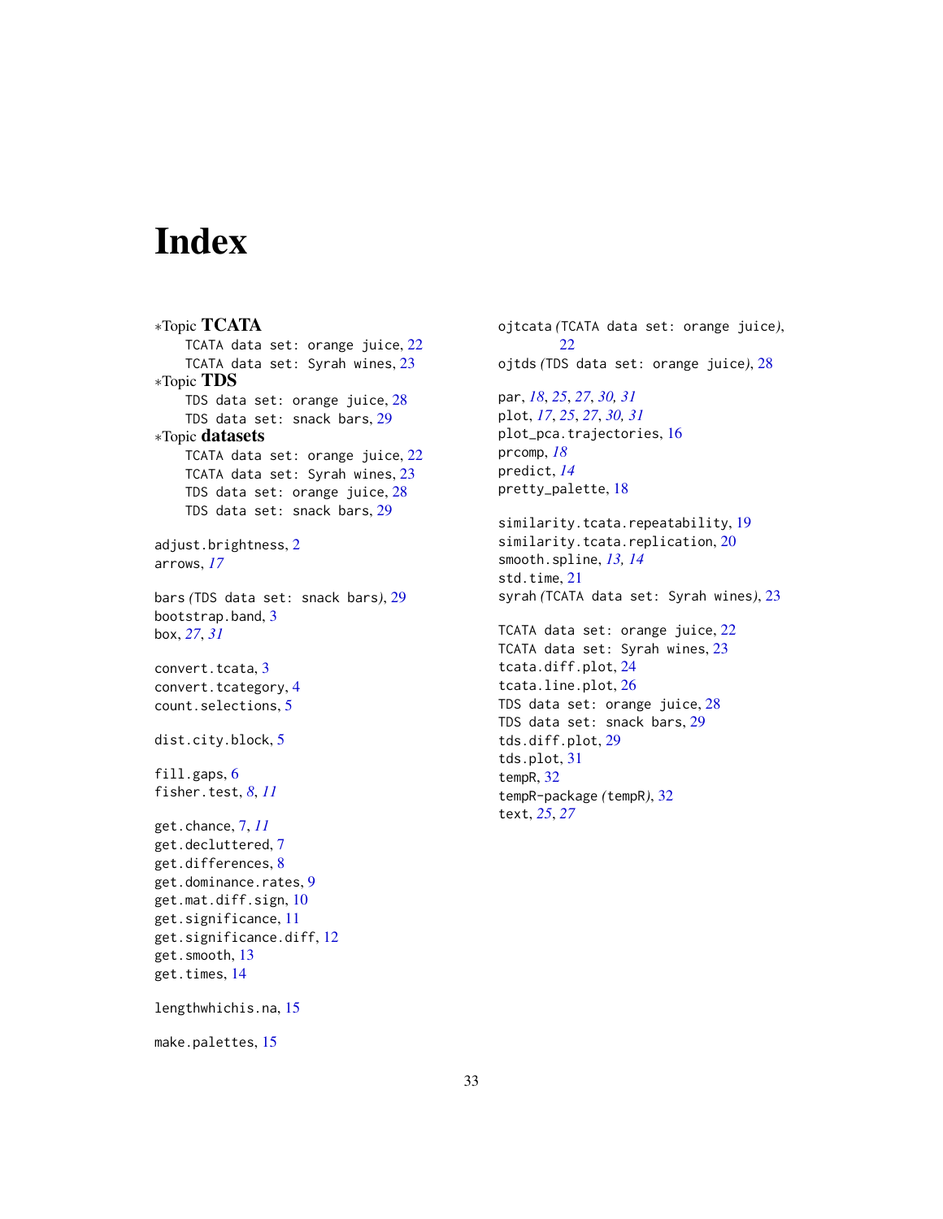# Index

∗Topic **TCATA**
- TCATA data set: orange juice, 22
- TCATA data set: Syrah wines, 23

∗Topic **TDS**
- TDS data set: orange juice, 28
- TDS data set: snack bars, 29

∗Topic **datasets**
- TCATA data set: orange juice, 22
- TCATA data set: Syrah wines, 23
- TDS data set: orange juice, 28
- TDS data set: snack bars, 29

adjust.brightness, 2
arrows, *17*

bars *(*TDS data set: snack bars*)*, 29
bootstrap.band, 3
box, *27*, *31*

convert.tcata, 3
convert.tcategory, 4
count.selections, 5

dist.city.block, 5

fill.gaps, 6
fisher.test, *8*, *11*

get.chance, 7, *11*
get.decluttered, 7
get.differences, 8
get.dominance.rates, 9
get.mat.diff.sign, 10
get.significance, 11
get.significance.diff, 12
get.smooth, 13
get.times, 14

lengthwhichis.na, 15

make.palettes, 15

ojtcata *(*TCATA data set: orange juice*)*, 22
ojtds *(*TDS data set: orange juice*)*, 28

par, *18*, *25*, *27*, *30, 31*
plot, *17*, *25*, *27*, *30, 31*
plot_pca.trajectories, 16
prcomp, *18*
predict, *14*
pretty_palette, 18

similarity.tcata.repeatability, 19
similarity.tcata.replication, 20
smooth.spline, *13*, *14*
std.time, 21
syrah *(*TCATA data set: Syrah wines*)*, 23

TCATA data set: orange juice, 22
TCATA data set: Syrah wines, 23
tcata.diff.plot, 24
tcata.line.plot, 26
TDS data set: orange juice, 28
TDS data set: snack bars, 29
tds.diff.plot, 29
tds.plot, 31
tempR, 32
tempR-package *(*tempR*)*, 32
text, *25*, *27*